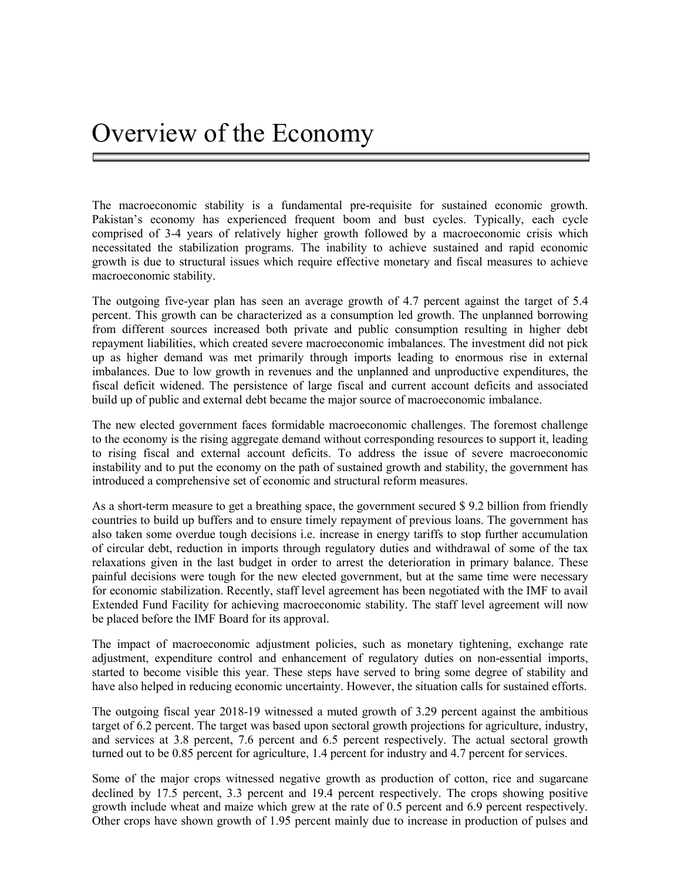# Overview of the Economy

The macroeconomic stability is a fundamental pre-requisite for sustained economic growth. Pakistan's economy has experienced frequent boom and bust cycles. Typically, each cycle comprised of 3-4 years of relatively higher growth followed by a macroeconomic crisis which necessitated the stabilization programs. The inability to achieve sustained and rapid economic growth is due to structural issues which require effective monetary and fiscal measures to achieve macroeconomic stability.

The outgoing five-year plan has seen an average growth of 4.7 percent against the target of 5.4 percent. This growth can be characterized as a consumption led growth. The unplanned borrowing from different sources increased both private and public consumption resulting in higher debt repayment liabilities, which created severe macroeconomic imbalances. The investment did not pick up as higher demand was met primarily through imports leading to enormous rise in external imbalances. Due to low growth in revenues and the unplanned and unproductive expenditures, the fiscal deficit widened. The persistence of large fiscal and current account deficits and associated build up of public and external debt became the major source of macroeconomic imbalance.

The new elected government faces formidable macroeconomic challenges. The foremost challenge to the economy is the rising aggregate demand without corresponding resources to support it, leading to rising fiscal and external account deficits. To address the issue of severe macroeconomic instability and to put the economy on the path of sustained growth and stability, the government has introduced a comprehensive set of economic and structural reform measures.

As a short-term measure to get a breathing space, the government secured $ 9.2 billion from friendly countries to build up buffers and to ensure timely repayment of previous loans. The government has also taken some overdue tough decisions i.e. increase in energy tariffs to stop further accumulation of circular debt, reduction in imports through regulatory duties and withdrawal of some of the tax relaxations given in the last budget in order to arrest the deterioration in primary balance. These painful decisions were tough for the new elected government, but at the same time were necessary for economic stabilization. Recently, staff level agreement has been negotiated with the IMF to avail Extended Fund Facility for achieving macroeconomic stability. The staff level agreement will now be placed before the IMF Board for its approval.

The impact of macroeconomic adjustment policies, such as monetary tightening, exchange rate adjustment, expenditure control and enhancement of regulatory duties on non-essential imports, started to become visible this year. These steps have served to bring some degree of stability and have also helped in reducing economic uncertainty. However, the situation calls for sustained efforts.

The outgoing fiscal year 2018-19 witnessed a muted growth of 3.29 percent against the ambitious target of 6.2 percent. The target was based upon sectoral growth projections for agriculture, industry, and services at 3.8 percent, 7.6 percent and 6.5 percent respectively. The actual sectoral growth turned out to be 0.85 percent for agriculture, 1.4 percent for industry and 4.7 percent for services.

Some of the major crops witnessed negative growth as production of cotton, rice and sugarcane declined by 17.5 percent, 3.3 percent and 19.4 percent respectively. The crops showing positive growth include wheat and maize which grew at the rate of 0.5 percent and 6.9 percent respectively. Other crops have shown growth of 1.95 percent mainly due to increase in production of pulses and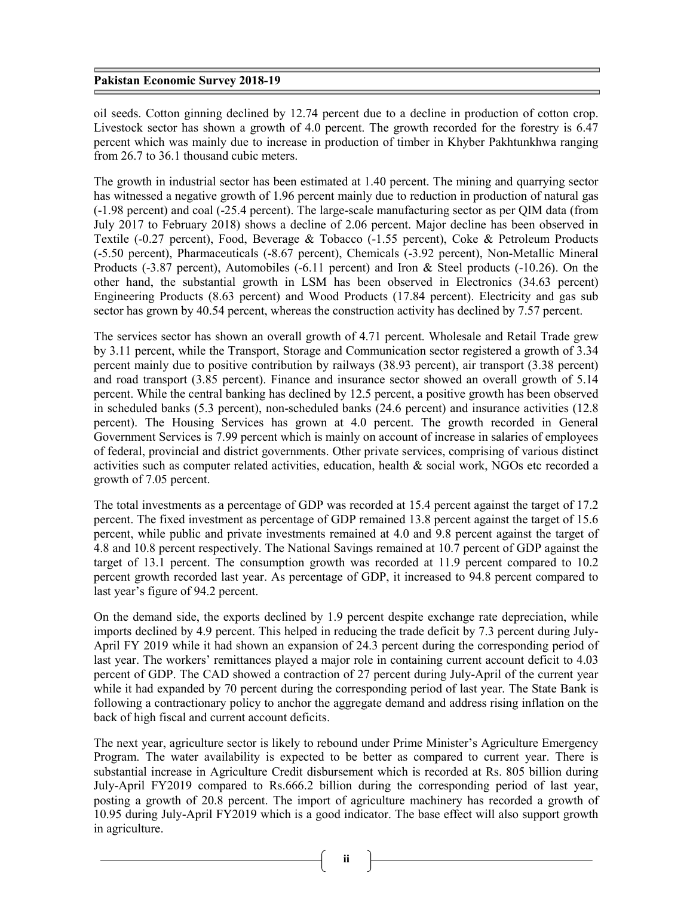oil seeds. Cotton ginning declined by 12.74 percent due to a decline in production of cotton crop. Livestock sector has shown a growth of 4.0 percent. The growth recorded for the forestry is 6.47 percent which was mainly due to increase in production of timber in Khyber Pakhtunkhwa ranging from 26.7 to 36.1 thousand cubic meters.

The growth in industrial sector has been estimated at 1.40 percent. The mining and quarrying sector has witnessed a negative growth of 1.96 percent mainly due to reduction in production of natural gas (-1.98 percent) and coal (-25.4 percent). The large-scale manufacturing sector as per QIM data (from July 2017 to February 2018) shows a decline of 2.06 percent. Major decline has been observed in Textile (-0.27 percent), Food, Beverage & Tobacco (-1.55 percent), Coke & Petroleum Products (-5.50 percent), Pharmaceuticals (-8.67 percent), Chemicals (-3.92 percent), Non-Metallic Mineral Products (-3.87 percent), Automobiles (-6.11 percent) and Iron & Steel products (-10.26). On the other hand, the substantial growth in LSM has been observed in Electronics (34.63 percent) Engineering Products (8.63 percent) and Wood Products (17.84 percent). Electricity and gas sub sector has grown by 40.54 percent, whereas the construction activity has declined by 7.57 percent.

The services sector has shown an overall growth of 4.71 percent. Wholesale and Retail Trade grew by 3.11 percent, while the Transport, Storage and Communication sector registered a growth of 3.34 percent mainly due to positive contribution by railways (38.93 percent), air transport (3.38 percent) and road transport (3.85 percent). Finance and insurance sector showed an overall growth of 5.14 percent. While the central banking has declined by 12.5 percent, a positive growth has been observed in scheduled banks (5.3 percent), non-scheduled banks (24.6 percent) and insurance activities (12.8 percent). The Housing Services has grown at 4.0 percent. The growth recorded in General Government Services is 7.99 percent which is mainly on account of increase in salaries of employees of federal, provincial and district governments. Other private services, comprising of various distinct activities such as computer related activities, education, health & social work, NGOs etc recorded a growth of 7.05 percent.

The total investments as a percentage of GDP was recorded at 15.4 percent against the target of 17.2 percent. The fixed investment as percentage of GDP remained 13.8 percent against the target of 15.6 percent, while public and private investments remained at 4.0 and 9.8 percent against the target of 4.8 and 10.8 percent respectively. The National Savings remained at 10.7 percent of GDP against the target of 13.1 percent. The consumption growth was recorded at 11.9 percent compared to 10.2 percent growth recorded last year. As percentage of GDP, it increased to 94.8 percent compared to last year's figure of 94.2 percent.

On the demand side, the exports declined by 1.9 percent despite exchange rate depreciation, while imports declined by 4.9 percent. This helped in reducing the trade deficit by 7.3 percent during July-April FY 2019 while it had shown an expansion of 24.3 percent during the corresponding period of last year. The workers' remittances played a major role in containing current account deficit to 4.03 percent of GDP. The CAD showed a contraction of 27 percent during July-April of the current year while it had expanded by 70 percent during the corresponding period of last year. The State Bank is following a contractionary policy to anchor the aggregate demand and address rising inflation on the back of high fiscal and current account deficits.

The next year, agriculture sector is likely to rebound under Prime Minister's Agriculture Emergency Program. The water availability is expected to be better as compared to current year. There is substantial increase in Agriculture Credit disbursement which is recorded at Rs. 805 billion during July-April FY2019 compared to Rs.666.2 billion during the corresponding period of last year, posting a growth of 20.8 percent. The import of agriculture machinery has recorded a growth of 10.95 during July-April FY2019 which is a good indicator. The base effect will also support growth in agriculture.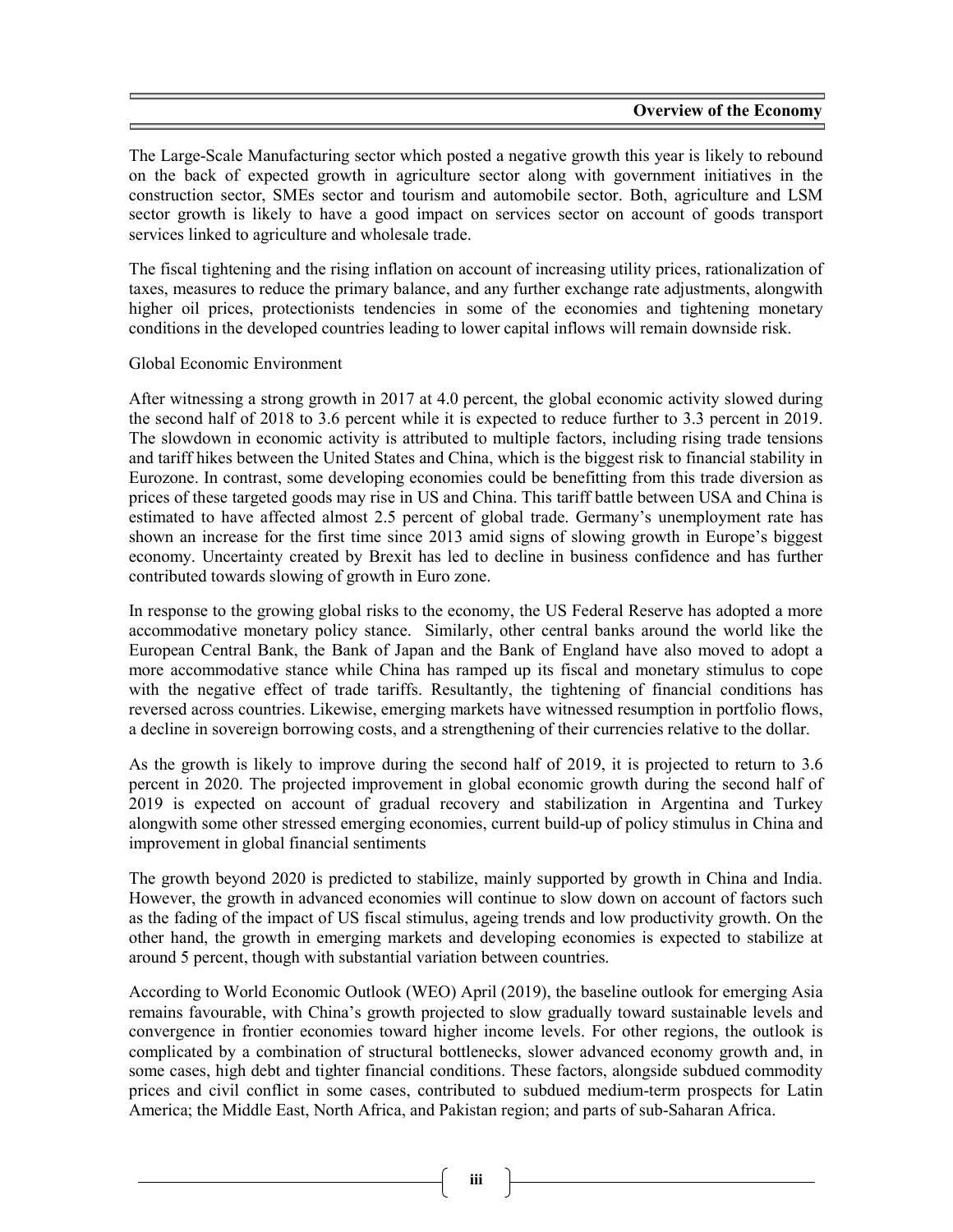The Large-Scale Manufacturing sector which posted a negative growth this year is likely to rebound on the back of expected growth in agriculture sector along with government initiatives in the construction sector, SMEs sector and tourism and automobile sector. Both, agriculture and LSM sector growth is likely to have a good impact on services sector on account of goods transport services linked to agriculture and wholesale trade.

The fiscal tightening and the rising inflation on account of increasing utility prices, rationalization of taxes, measures to reduce the primary balance, and any further exchange rate adjustments, alongwith higher oil prices, protectionists tendencies in some of the economies and tightening monetary conditions in the developed countries leading to lower capital inflows will remain downside risk.

## Global Economic Environment

After witnessing a strong growth in 2017 at 4.0 percent, the global economic activity slowed during the second half of 2018 to 3.6 percent while it is expected to reduce further to 3.3 percent in 2019. The slowdown in economic activity is attributed to multiple factors, including rising trade tensions and tariff hikes between the United States and China, which is the biggest risk to financial stability in Eurozone. In contrast, some developing economies could be benefitting from this trade diversion as prices of these targeted goods may rise in US and China. This tariff battle between USA and China is estimated to have affected almost 2.5 percent of global trade. Germany's unemployment rate has shown an increase for the first time since 2013 amid signs of slowing growth in Europe's biggest economy. Uncertainty created by Brexit has led to decline in business confidence and has further contributed towards slowing of growth in Euro zone.

In response to the growing global risks to the economy, the US Federal Reserve has adopted a more accommodative monetary policy stance. Similarly, other central banks around the world like the European Central Bank, the Bank of Japan and the Bank of England have also moved to adopt a more accommodative stance while China has ramped up its fiscal and monetary stimulus to cope with the negative effect of trade tariffs. Resultantly, the tightening of financial conditions has reversed across countries. Likewise, emerging markets have witnessed resumption in portfolio flows, a decline in sovereign borrowing costs, and a strengthening of their currencies relative to the dollar.

As the growth is likely to improve during the second half of 2019, it is projected to return to 3.6 percent in 2020. The projected improvement in global economic growth during the second half of 2019 is expected on account of gradual recovery and stabilization in Argentina and Turkey alongwith some other stressed emerging economies, current build-up of policy stimulus in China and improvement in global financial sentiments

The growth beyond 2020 is predicted to stabilize, mainly supported by growth in China and India. However, the growth in advanced economies will continue to slow down on account of factors such as the fading of the impact of US fiscal stimulus, ageing trends and low productivity growth. On the other hand, the growth in emerging markets and developing economies is expected to stabilize at around 5 percent, though with substantial variation between countries.

According to World Economic Outlook (WEO) April (2019), the baseline outlook for emerging Asia remains favourable, with China's growth projected to slow gradually toward sustainable levels and convergence in frontier economies toward higher income levels. For other regions, the outlook is complicated by a combination of structural bottlenecks, slower advanced economy growth and, in some cases, high debt and tighter financial conditions. These factors, alongside subdued commodity prices and civil conflict in some cases, contributed to subdued medium-term prospects for Latin America; the Middle East, North Africa, and Pakistan region; and parts of sub-Saharan Africa.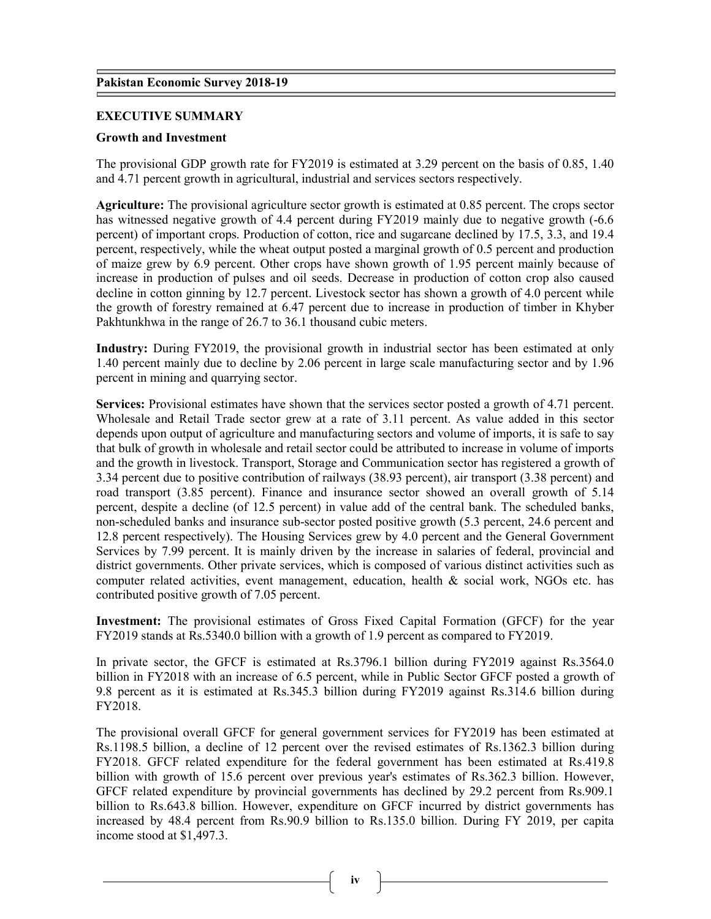## EXECUTIVE SUMMARY

### Growth and Investment

The provisional GDP growth rate for FY2019 is estimated at 3.29 percent on the basis of 0.85, 1.40 and 4.71 percent growth in agricultural, industrial and services sectors respectively.

**Agriculture:** The provisional agriculture sector growth is estimated at 0.85 percent. The crops sector has witnessed negative growth of 4.4 percent during FY2019 mainly due to negative growth (-6.6 percent) of important crops. Production of cotton, rice and sugarcane declined by 17.5, 3.3, and 19.4 percent, respectively, while the wheat output posted a marginal growth of 0.5 percent and production of maize grew by 6.9 percent. Other crops have shown growth of 1.95 percent mainly because of increase in production of pulses and oil seeds. Decrease in production of cotton crop also caused decline in cotton ginning by 12.7 percent. Livestock sector has shown a growth of 4.0 percent while the growth of forestry remained at 6.47 percent due to increase in production of timber in Khyber Pakhtunkhwa in the range of 26.7 to 36.1 thousand cubic meters.

**Industry:** During FY2019, the provisional growth in industrial sector has been estimated at only 1.40 percent mainly due to decline by 2.06 percent in large scale manufacturing sector and by 1.96 percent in mining and quarrying sector.

**Services:** Provisional estimates have shown that the services sector posted a growth of 4.71 percent. Wholesale and Retail Trade sector grew at a rate of 3.11 percent. As value added in this sector depends upon output of agriculture and manufacturing sectors and volume of imports, it is safe to say that bulk of growth in wholesale and retail sector could be attributed to increase in volume of imports and the growth in livestock. Transport, Storage and Communication sector has registered a growth of 3.34 percent due to positive contribution of railways (38.93 percent), air transport (3.38 percent) and road transport (3.85 percent). Finance and insurance sector showed an overall growth of 5.14 percent, despite a decline (of 12.5 percent) in value add of the central bank. The scheduled banks, non-scheduled banks and insurance sub-sector posted positive growth (5.3 percent, 24.6 percent and 12.8 percent respectively). The Housing Services grew by 4.0 percent and the General Government Services by 7.99 percent. It is mainly driven by the increase in salaries of federal, provincial and district governments. Other private services, which is composed of various distinct activities such as computer related activities, event management, education, health & social work, NGOs etc. has contributed positive growth of 7.05 percent.

**Investment:** The provisional estimates of Gross Fixed Capital Formation (GFCF) for the year FY2019 stands at Rs.5340.0 billion with a growth of 1.9 percent as compared to FY2019.

In private sector, the GFCF is estimated at Rs.3796.1 billion during FY2019 against Rs.3564.0 billion in FY2018 with an increase of 6.5 percent, while in Public Sector GFCF posted a growth of 9.8 percent as it is estimated at Rs.345.3 billion during FY2019 against Rs.314.6 billion during FY2018.

The provisional overall GFCF for general government services for FY2019 has been estimated at Rs.1198.5 billion, a decline of 12 percent over the revised estimates of Rs.1362.3 billion during FY2018. GFCF related expenditure for the federal government has been estimated at Rs.419.8 billion with growth of 15.6 percent over previous year's estimates of Rs.362.3 billion. However, GFCF related expenditure by provincial governments has declined by 29.2 percent from Rs.909.1 billion to Rs.643.8 billion. However, expenditure on GFCF incurred by district governments has increased by 48.4 percent from Rs.90.9 billion to Rs.135.0 billion. During FY 2019, per capita income stood at $1,497.3.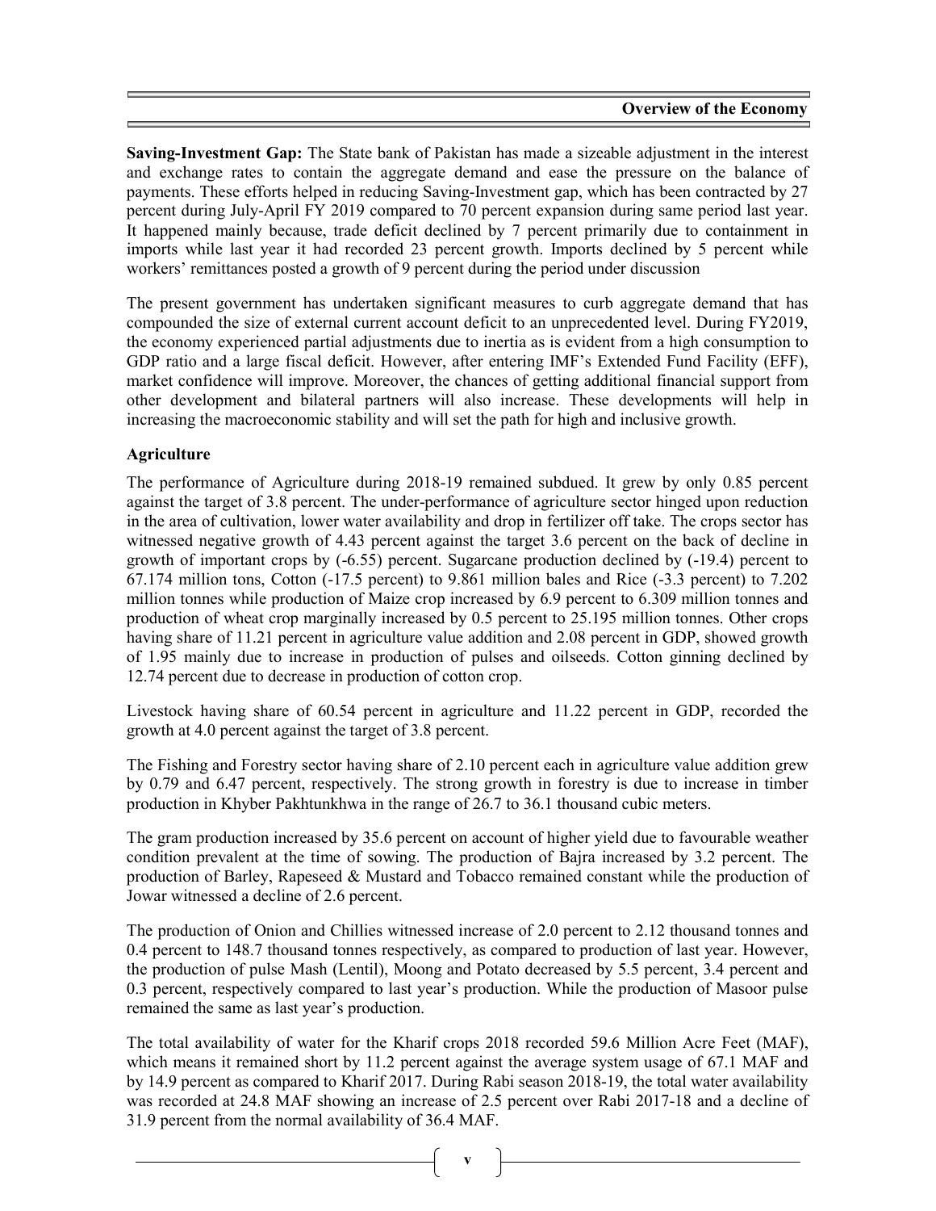**Saving-Investment Gap:** The State bank of Pakistan has made a sizeable adjustment in the interest and exchange rates to contain the aggregate demand and ease the pressure on the balance of payments. These efforts helped in reducing Saving-Investment gap, which has been contracted by 27 percent during July-April FY 2019 compared to 70 percent expansion during same period last year. It happened mainly because, trade deficit declined by 7 percent primarily due to containment in imports while last year it had recorded 23 percent growth. Imports declined by 5 percent while workers' remittances posted a growth of 9 percent during the period under discussion

The present government has undertaken significant measures to curb aggregate demand that has compounded the size of external current account deficit to an unprecedented level. During FY2019, the economy experienced partial adjustments due to inertia as is evident from a high consumption to GDP ratio and a large fiscal deficit. However, after entering IMF's Extended Fund Facility (EFF), market confidence will improve. Moreover, the chances of getting additional financial support from other development and bilateral partners will also increase. These developments will help in increasing the macroeconomic stability and will set the path for high and inclusive growth.

**Agriculture**

The performance of Agriculture during 2018-19 remained subdued. It grew by only 0.85 percent against the target of 3.8 percent. The under-performance of agriculture sector hinged upon reduction in the area of cultivation, lower water availability and drop in fertilizer off take. The crops sector has witnessed negative growth of 4.43 percent against the target 3.6 percent on the back of decline in growth of important crops by (-6.55) percent. Sugarcane production declined by (-19.4) percent to 67.174 million tons, Cotton (-17.5 percent) to 9.861 million bales and Rice (-3.3 percent) to 7.202 million tonnes while production of Maize crop increased by 6.9 percent to 6.309 million tonnes and production of wheat crop marginally increased by 0.5 percent to 25.195 million tonnes. Other crops having share of 11.21 percent in agriculture value addition and 2.08 percent in GDP, showed growth of 1.95 mainly due to increase in production of pulses and oilseeds. Cotton ginning declined by 12.74 percent due to decrease in production of cotton crop.

Livestock having share of 60.54 percent in agriculture and 11.22 percent in GDP, recorded the growth at 4.0 percent against the target of 3.8 percent.

The Fishing and Forestry sector having share of 2.10 percent each in agriculture value addition grew by 0.79 and 6.47 percent, respectively. The strong growth in forestry is due to increase in timber production in Khyber Pakhtunkhwa in the range of 26.7 to 36.1 thousand cubic meters.

The gram production increased by 35.6 percent on account of higher yield due to favourable weather condition prevalent at the time of sowing. The production of Bajra increased by 3.2 percent. The production of Barley, Rapeseed & Mustard and Tobacco remained constant while the production of Jowar witnessed a decline of 2.6 percent.

The production of Onion and Chillies witnessed increase of 2.0 percent to 2.12 thousand tonnes and 0.4 percent to 148.7 thousand tonnes respectively, as compared to production of last year. However, the production of pulse Mash (Lentil), Moong and Potato decreased by 5.5 percent, 3.4 percent and 0.3 percent, respectively compared to last year's production. While the production of Masoor pulse remained the same as last year's production.

The total availability of water for the Kharif crops 2018 recorded 59.6 Million Acre Feet (MAF), which means it remained short by 11.2 percent against the average system usage of 67.1 MAF and by 14.9 percent as compared to Kharif 2017. During Rabi season 2018-19, the total water availability was recorded at 24.8 MAF showing an increase of 2.5 percent over Rabi 2017-18 and a decline of 31.9 percent from the normal availability of 36.4 MAF.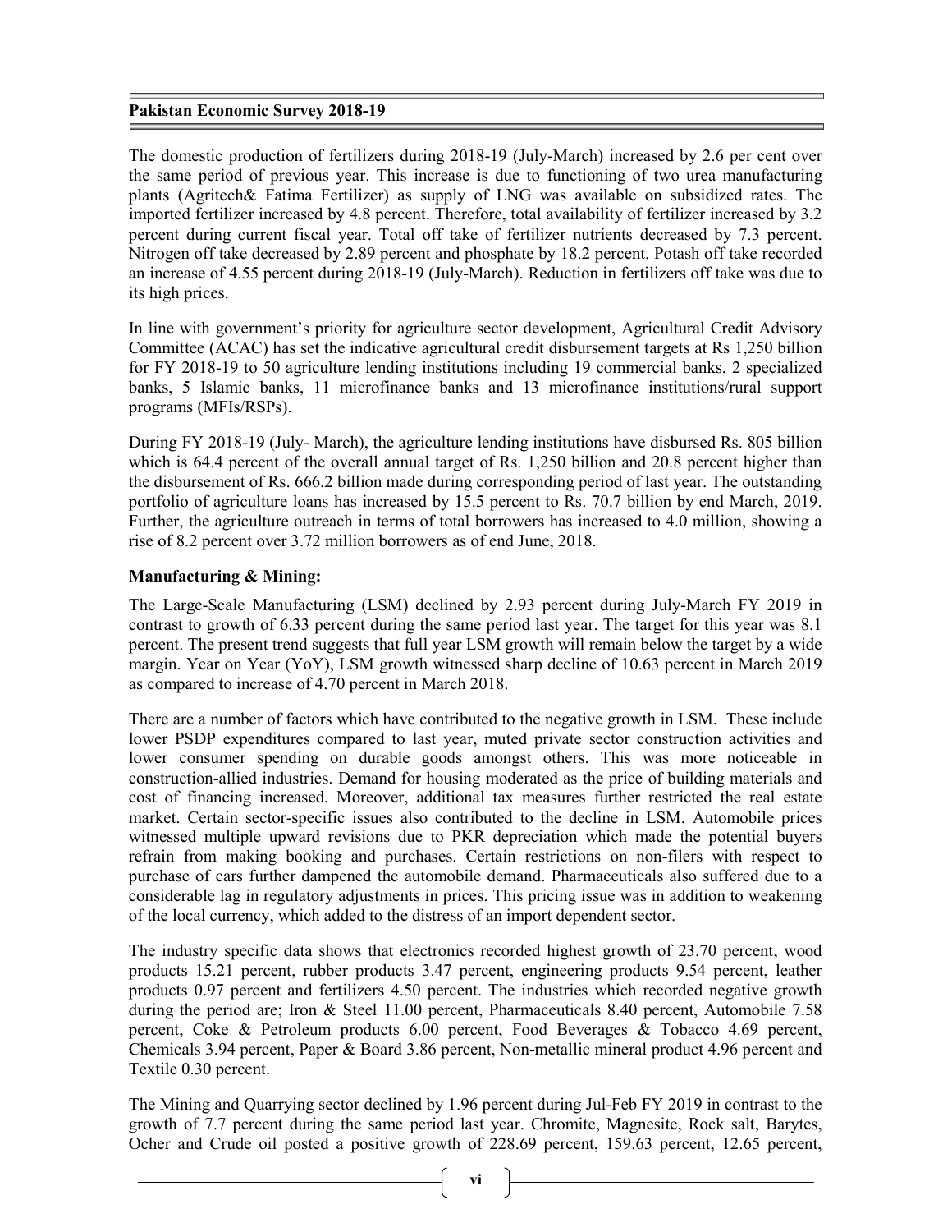The domestic production of fertilizers during 2018-19 (July-March) increased by 2.6 per cent over the same period of previous year. This increase is due to functioning of two urea manufacturing plants (Agritech& Fatima Fertilizer) as supply of LNG was available on subsidized rates. The imported fertilizer increased by 4.8 percent. Therefore, total availability of fertilizer increased by 3.2 percent during current fiscal year. Total off take of fertilizer nutrients decreased by 7.3 percent. Nitrogen off take decreased by 2.89 percent and phosphate by 18.2 percent. Potash off take recorded an increase of 4.55 percent during 2018-19 (July-March). Reduction in fertilizers off take was due to its high prices.

In line with government's priority for agriculture sector development, Agricultural Credit Advisory Committee (ACAC) has set the indicative agricultural credit disbursement targets at Rs 1,250 billion for FY 2018-19 to 50 agriculture lending institutions including 19 commercial banks, 2 specialized banks, 5 Islamic banks, 11 microfinance banks and 13 microfinance institutions/rural support programs (MFIs/RSPs).

During FY 2018-19 (July- March), the agriculture lending institutions have disbursed Rs. 805 billion which is 64.4 percent of the overall annual target of Rs. 1,250 billion and 20.8 percent higher than the disbursement of Rs. 666.2 billion made during corresponding period of last year. The outstanding portfolio of agriculture loans has increased by 15.5 percent to Rs. 70.7 billion by end March, 2019. Further, the agriculture outreach in terms of total borrowers has increased to 4.0 million, showing a rise of 8.2 percent over 3.72 million borrowers as of end June, 2018.

**Manufacturing & Mining:**

The Large-Scale Manufacturing (LSM) declined by 2.93 percent during July-March FY 2019 in contrast to growth of 6.33 percent during the same period last year. The target for this year was 8.1 percent. The present trend suggests that full year LSM growth will remain below the target by a wide margin. Year on Year (YoY), LSM growth witnessed sharp decline of 10.63 percent in March 2019 as compared to increase of 4.70 percent in March 2018.

There are a number of factors which have contributed to the negative growth in LSM. These include lower PSDP expenditures compared to last year, muted private sector construction activities and lower consumer spending on durable goods amongst others. This was more noticeable in construction-allied industries. Demand for housing moderated as the price of building materials and cost of financing increased. Moreover, additional tax measures further restricted the real estate market. Certain sector-specific issues also contributed to the decline in LSM. Automobile prices witnessed multiple upward revisions due to PKR depreciation which made the potential buyers refrain from making booking and purchases. Certain restrictions on non-filers with respect to purchase of cars further dampened the automobile demand. Pharmaceuticals also suffered due to a considerable lag in regulatory adjustments in prices. This pricing issue was in addition to weakening of the local currency, which added to the distress of an import dependent sector.

The industry specific data shows that electronics recorded highest growth of 23.70 percent, wood products 15.21 percent, rubber products 3.47 percent, engineering products 9.54 percent, leather products 0.97 percent and fertilizers 4.50 percent. The industries which recorded negative growth during the period are; Iron & Steel 11.00 percent, Pharmaceuticals 8.40 percent, Automobile 7.58 percent, Coke & Petroleum products 6.00 percent, Food Beverages & Tobacco 4.69 percent, Chemicals 3.94 percent, Paper & Board 3.86 percent, Non-metallic mineral product 4.96 percent and Textile 0.30 percent.

The Mining and Quarrying sector declined by 1.96 percent during Jul-Feb FY 2019 in contrast to the growth of 7.7 percent during the same period last year. Chromite, Magnesite, Rock salt, Barytes, Ocher and Crude oil posted a positive growth of 228.69 percent, 159.63 percent, 12.65 percent,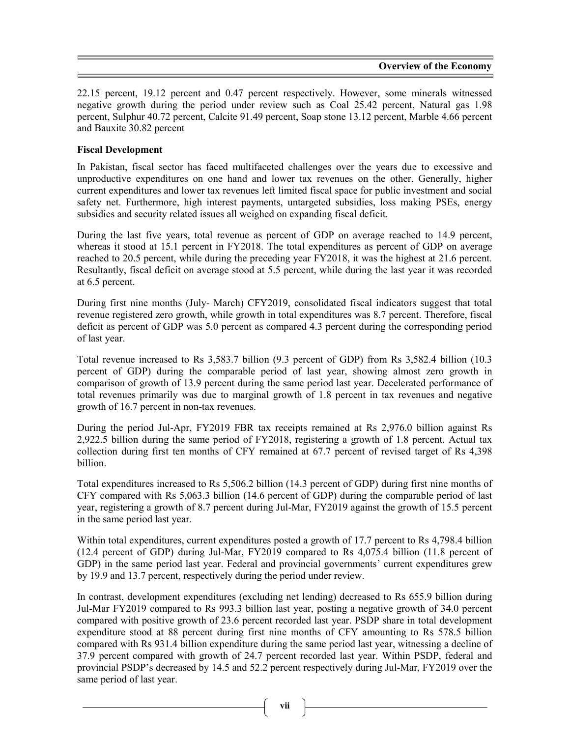22.15 percent, 19.12 percent and 0.47 percent respectively. However, some minerals witnessed negative growth during the period under review such as Coal 25.42 percent, Natural gas 1.98 percent, Sulphur 40.72 percent, Calcite 91.49 percent, Soap stone 13.12 percent, Marble 4.66 percent and Bauxite 30.82 percent

**Fiscal Development**

In Pakistan, fiscal sector has faced multifaceted challenges over the years due to excessive and unproductive expenditures on one hand and lower tax revenues on the other. Generally, higher current expenditures and lower tax revenues left limited fiscal space for public investment and social safety net. Furthermore, high interest payments, untargeted subsidies, loss making PSEs, energy subsidies and security related issues all weighed on expanding fiscal deficit.

During the last five years, total revenue as percent of GDP on average reached to 14.9 percent, whereas it stood at 15.1 percent in FY2018. The total expenditures as percent of GDP on average reached to 20.5 percent, while during the preceding year FY2018, it was the highest at 21.6 percent. Resultantly, fiscal deficit on average stood at 5.5 percent, while during the last year it was recorded at 6.5 percent.

During first nine months (July- March) CFY2019, consolidated fiscal indicators suggest that total revenue registered zero growth, while growth in total expenditures was 8.7 percent. Therefore, fiscal deficit as percent of GDP was 5.0 percent as compared 4.3 percent during the corresponding period of last year.

Total revenue increased to Rs 3,583.7 billion (9.3 percent of GDP) from Rs 3,582.4 billion (10.3 percent of GDP) during the comparable period of last year, showing almost zero growth in comparison of growth of 13.9 percent during the same period last year. Decelerated performance of total revenues primarily was due to marginal growth of 1.8 percent in tax revenues and negative growth of 16.7 percent in non-tax revenues.

During the period Jul-Apr, FY2019 FBR tax receipts remained at Rs 2,976.0 billion against Rs 2,922.5 billion during the same period of FY2018, registering a growth of 1.8 percent. Actual tax collection during first ten months of CFY remained at 67.7 percent of revised target of Rs 4,398 billion.

Total expenditures increased to Rs 5,506.2 billion (14.3 percent of GDP) during first nine months of CFY compared with Rs 5,063.3 billion (14.6 percent of GDP) during the comparable period of last year, registering a growth of 8.7 percent during Jul-Mar, FY2019 against the growth of 15.5 percent in the same period last year.

Within total expenditures, current expenditures posted a growth of 17.7 percent to Rs 4,798.4 billion (12.4 percent of GDP) during Jul-Mar, FY2019 compared to Rs 4,075.4 billion (11.8 percent of GDP) in the same period last year. Federal and provincial governments' current expenditures grew by 19.9 and 13.7 percent, respectively during the period under review.

In contrast, development expenditures (excluding net lending) decreased to Rs 655.9 billion during Jul-Mar FY2019 compared to Rs 993.3 billion last year, posting a negative growth of 34.0 percent compared with positive growth of 23.6 percent recorded last year. PSDP share in total development expenditure stood at 88 percent during first nine months of CFY amounting to Rs 578.5 billion compared with Rs 931.4 billion expenditure during the same period last year, witnessing a decline of 37.9 percent compared with growth of 24.7 percent recorded last year. Within PSDP, federal and provincial PSDP's decreased by 14.5 and 52.2 percent respectively during Jul-Mar, FY2019 over the same period of last year.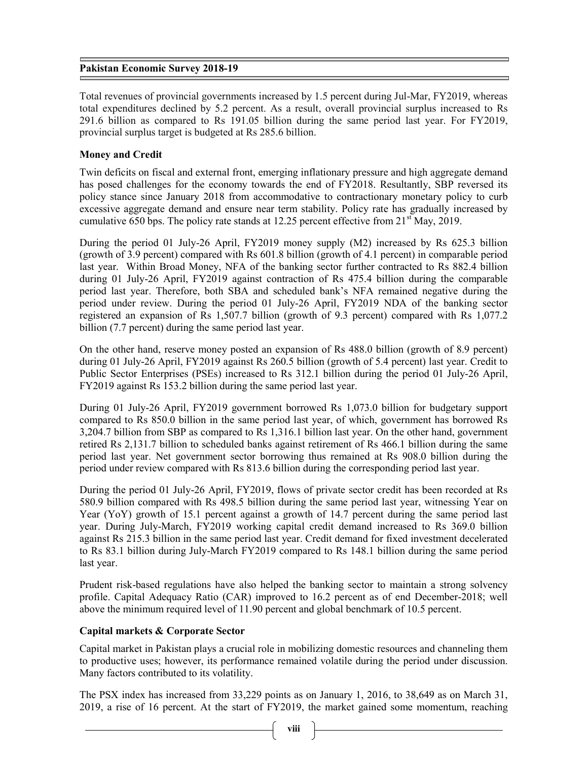Total revenues of provincial governments increased by 1.5 percent during Jul-Mar, FY2019, whereas total expenditures declined by 5.2 percent. As a result, overall provincial surplus increased to Rs 291.6 billion as compared to Rs 191.05 billion during the same period last year. For FY2019, provincial surplus target is budgeted at Rs 285.6 billion.

**Money and Credit**

Twin deficits on fiscal and external front, emerging inflationary pressure and high aggregate demand has posed challenges for the economy towards the end of FY2018. Resultantly, SBP reversed its policy stance since January 2018 from accommodative to contractionary monetary policy to curb excessive aggregate demand and ensure near term stability. Policy rate has gradually increased by cumulative 650 bps. The policy rate stands at 12.25 percent effective from 21st May, 2019.

During the period 01 July-26 April, FY2019 money supply (M2) increased by Rs 625.3 billion (growth of 3.9 percent) compared with Rs 601.8 billion (growth of 4.1 percent) in comparable period last year. Within Broad Money, NFA of the banking sector further contracted to Rs 882.4 billion during 01 July-26 April, FY2019 against contraction of Rs 475.4 billion during the comparable period last year. Therefore, both SBA and scheduled bank's NFA remained negative during the period under review. During the period 01 July-26 April, FY2019 NDA of the banking sector registered an expansion of Rs 1,507.7 billion (growth of 9.3 percent) compared with Rs 1,077.2 billion (7.7 percent) during the same period last year.

On the other hand, reserve money posted an expansion of Rs 488.0 billion (growth of 8.9 percent) during 01 July-26 April, FY2019 against Rs 260.5 billion (growth of 5.4 percent) last year. Credit to Public Sector Enterprises (PSEs) increased to Rs 312.1 billion during the period 01 July-26 April, FY2019 against Rs 153.2 billion during the same period last year.

During 01 July-26 April, FY2019 government borrowed Rs 1,073.0 billion for budgetary support compared to Rs 850.0 billion in the same period last year, of which, government has borrowed Rs 3,204.7 billion from SBP as compared to Rs 1,316.1 billion last year. On the other hand, government retired Rs 2,131.7 billion to scheduled banks against retirement of Rs 466.1 billion during the same period last year. Net government sector borrowing thus remained at Rs 908.0 billion during the period under review compared with Rs 813.6 billion during the corresponding period last year.

During the period 01 July-26 April, FY2019, flows of private sector credit has been recorded at Rs 580.9 billion compared with Rs 498.5 billion during the same period last year, witnessing Year on Year (YoY) growth of 15.1 percent against a growth of 14.7 percent during the same period last year. During July-March, FY2019 working capital credit demand increased to Rs 369.0 billion against Rs 215.3 billion in the same period last year. Credit demand for fixed investment decelerated to Rs 83.1 billion during July-March FY2019 compared to Rs 148.1 billion during the same period last year.

Prudent risk-based regulations have also helped the banking sector to maintain a strong solvency profile. Capital Adequacy Ratio (CAR) improved to 16.2 percent as of end December-2018; well above the minimum required level of 11.90 percent and global benchmark of 10.5 percent.

**Capital markets & Corporate Sector**

Capital market in Pakistan plays a crucial role in mobilizing domestic resources and channeling them to productive uses; however, its performance remained volatile during the period under discussion. Many factors contributed to its volatility.

The PSX index has increased from 33,229 points as on January 1, 2016, to 38,649 as on March 31, 2019, a rise of 16 percent. At the start of FY2019, the market gained some momentum, reaching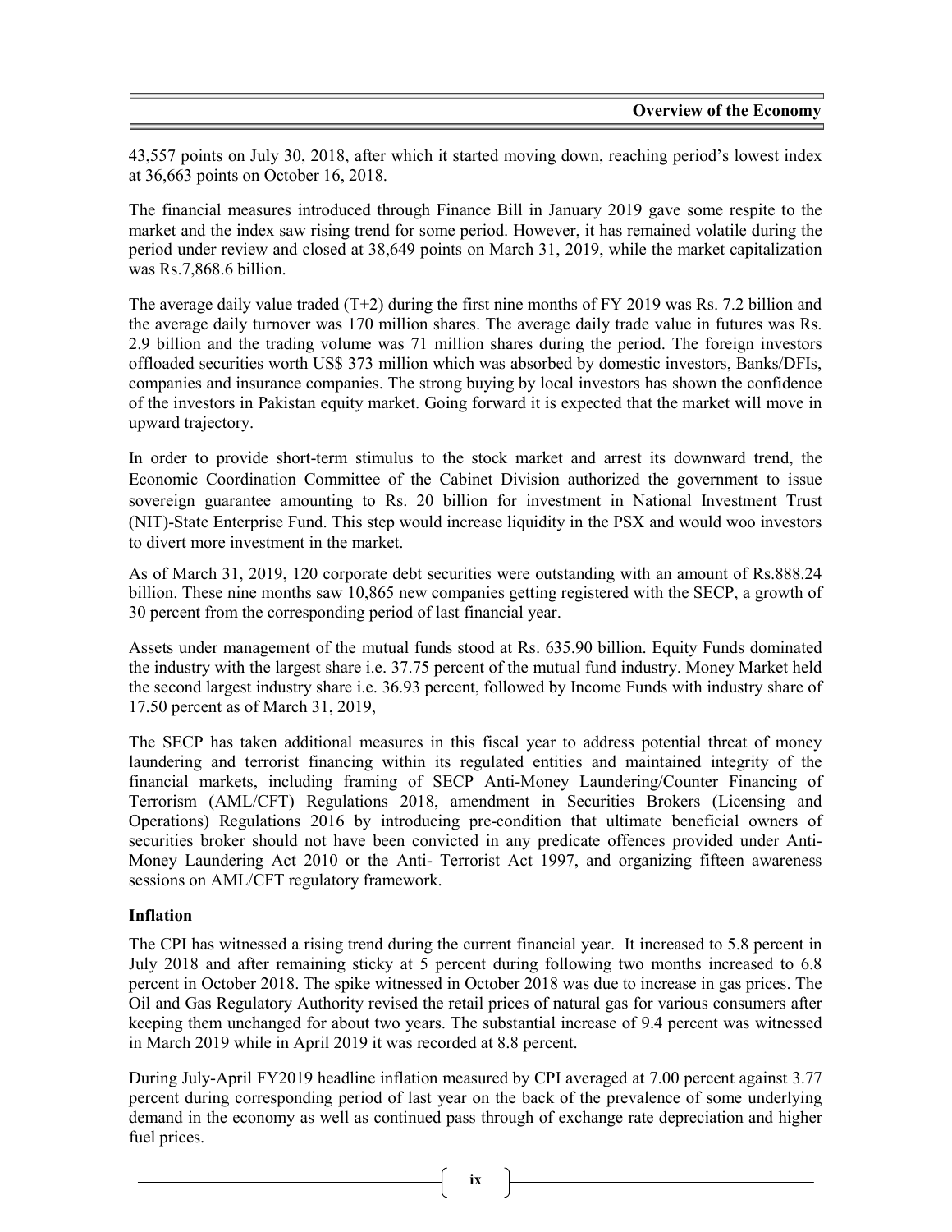43,557 points on July 30, 2018, after which it started moving down, reaching period's lowest index at 36,663 points on October 16, 2018.

The financial measures introduced through Finance Bill in January 2019 gave some respite to the market and the index saw rising trend for some period. However, it has remained volatile during the period under review and closed at 38,649 points on March 31, 2019, while the market capitalization was Rs.7,868.6 billion.

The average daily value traded (T+2) during the first nine months of FY 2019 was Rs. 7.2 billion and the average daily turnover was 170 million shares. The average daily trade value in futures was Rs. 2.9 billion and the trading volume was 71 million shares during the period. The foreign investors offloaded securities worth US$ 373 million which was absorbed by domestic investors, Banks/DFIs, companies and insurance companies. The strong buying by local investors has shown the confidence of the investors in Pakistan equity market. Going forward it is expected that the market will move in upward trajectory.

In order to provide short-term stimulus to the stock market and arrest its downward trend, the Economic Coordination Committee of the Cabinet Division authorized the government to issue sovereign guarantee amounting to Rs. 20 billion for investment in National Investment Trust (NIT)-State Enterprise Fund. This step would increase liquidity in the PSX and would woo investors to divert more investment in the market.

As of March 31, 2019, 120 corporate debt securities were outstanding with an amount of Rs.888.24 billion. These nine months saw 10,865 new companies getting registered with the SECP, a growth of 30 percent from the corresponding period of last financial year.

Assets under management of the mutual funds stood at Rs. 635.90 billion. Equity Funds dominated the industry with the largest share i.e. 37.75 percent of the mutual fund industry. Money Market held the second largest industry share i.e. 36.93 percent, followed by Income Funds with industry share of 17.50 percent as of March 31, 2019,

The SECP has taken additional measures in this fiscal year to address potential threat of money laundering and terrorist financing within its regulated entities and maintained integrity of the financial markets, including framing of SECP Anti-Money Laundering/Counter Financing of Terrorism (AML/CFT) Regulations 2018, amendment in Securities Brokers (Licensing and Operations) Regulations 2016 by introducing pre-condition that ultimate beneficial owners of securities broker should not have been convicted in any predicate offences provided under Anti-Money Laundering Act 2010 or the Anti- Terrorist Act 1997, and organizing fifteen awareness sessions on AML/CFT regulatory framework.

## Inflation

The CPI has witnessed a rising trend during the current financial year. It increased to 5.8 percent in July 2018 and after remaining sticky at 5 percent during following two months increased to 6.8 percent in October 2018. The spike witnessed in October 2018 was due to increase in gas prices. The Oil and Gas Regulatory Authority revised the retail prices of natural gas for various consumers after keeping them unchanged for about two years. The substantial increase of 9.4 percent was witnessed in March 2019 while in April 2019 it was recorded at 8.8 percent.

During July-April FY2019 headline inflation measured by CPI averaged at 7.00 percent against 3.77 percent during corresponding period of last year on the back of the prevalence of some underlying demand in the economy as well as continued pass through of exchange rate depreciation and higher fuel prices.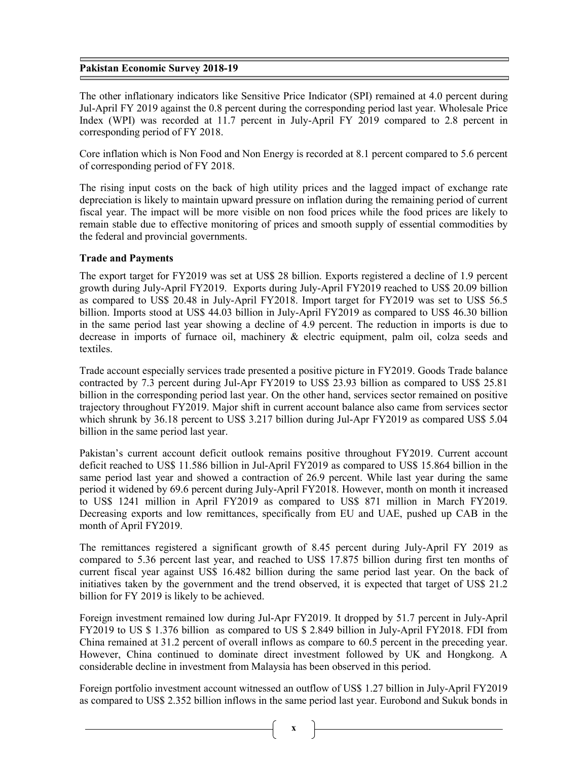The other inflationary indicators like Sensitive Price Indicator (SPI) remained at 4.0 percent during Jul-April FY 2019 against the 0.8 percent during the corresponding period last year. Wholesale Price Index (WPI) was recorded at 11.7 percent in July-April FY 2019 compared to 2.8 percent in corresponding period of FY 2018.

Core inflation which is Non Food and Non Energy is recorded at 8.1 percent compared to 5.6 percent of corresponding period of FY 2018.

The rising input costs on the back of high utility prices and the lagged impact of exchange rate depreciation is likely to maintain upward pressure on inflation during the remaining period of current fiscal year. The impact will be more visible on non food prices while the food prices are likely to remain stable due to effective monitoring of prices and smooth supply of essential commodities by the federal and provincial governments.

**Trade and Payments**

The export target for FY2019 was set at US$ 28 billion. Exports registered a decline of 1.9 percent growth during July-April FY2019. Exports during July-April FY2019 reached to US$ 20.09 billion as compared to US$ 20.48 in July-April FY2018. Import target for FY2019 was set to US$ 56.5 billion. Imports stood at US$ 44.03 billion in July-April FY2019 as compared to US$ 46.30 billion in the same period last year showing a decline of 4.9 percent. The reduction in imports is due to decrease in imports of furnace oil, machinery & electric equipment, palm oil, colza seeds and textiles.

Trade account especially services trade presented a positive picture in FY2019. Goods Trade balance contracted by 7.3 percent during Jul-Apr FY2019 to US$ 23.93 billion as compared to US$ 25.81 billion in the corresponding period last year. On the other hand, services sector remained on positive trajectory throughout FY2019. Major shift in current account balance also came from services sector which shrunk by 36.18 percent to US$ 3.217 billion during Jul-Apr FY2019 as compared US$ 5.04 billion in the same period last year.

Pakistan's current account deficit outlook remains positive throughout FY2019. Current account deficit reached to US$ 11.586 billion in Jul-April FY2019 as compared to US$ 15.864 billion in the same period last year and showed a contraction of 26.9 percent. While last year during the same period it widened by 69.6 percent during July-April FY2018. However, month on month it increased to US$ 1241 million in April FY2019 as compared to US$ 871 million in March FY2019. Decreasing exports and low remittances, specifically from EU and UAE, pushed up CAB in the month of April FY2019.

The remittances registered a significant growth of 8.45 percent during July-April FY 2019 as compared to 5.36 percent last year, and reached to US$ 17.875 billion during first ten months of current fiscal year against US$ 16.482 billion during the same period last year. On the back of initiatives taken by the government and the trend observed, it is expected that target of US$ 21.2 billion for FY 2019 is likely to be achieved.

Foreign investment remained low during Jul-Apr FY2019. It dropped by 51.7 percent in July-April FY2019 to US $ 1.376 billion as compared to US $ 2.849 billion in July-April FY2018. FDI from China remained at 31.2 percent of overall inflows as compare to 60.5 percent in the preceding year. However, China continued to dominate direct investment followed by UK and Hongkong. A considerable decline in investment from Malaysia has been observed in this period.

Foreign portfolio investment account witnessed an outflow of US$ 1.27 billion in July-April FY2019 as compared to US$ 2.352 billion inflows in the same period last year. Eurobond and Sukuk bonds in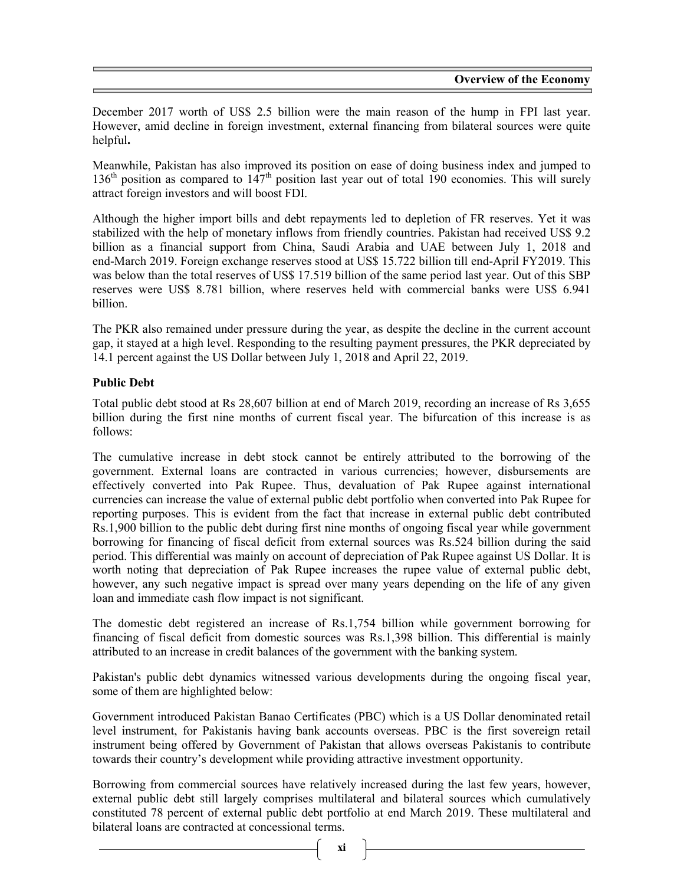December 2017 worth of US$ 2.5 billion were the main reason of the hump in FPI last year. However, amid decline in foreign investment, external financing from bilateral sources were quite helpful**.**

Meanwhile, Pakistan has also improved its position on ease of doing business index and jumped to 136th position as compared to 147th position last year out of total 190 economies. This will surely attract foreign investors and will boost FDI.

Although the higher import bills and debt repayments led to depletion of FR reserves. Yet it was stabilized with the help of monetary inflows from friendly countries. Pakistan had received US$ 9.2 billion as a financial support from China, Saudi Arabia and UAE between July 1, 2018 and end-March 2019. Foreign exchange reserves stood at US$ 15.722 billion till end-April FY2019. This was below than the total reserves of US$ 17.519 billion of the same period last year. Out of this SBP reserves were US$ 8.781 billion, where reserves held with commercial banks were US$ 6.941 billion.

The PKR also remained under pressure during the year, as despite the decline in the current account gap, it stayed at a high level. Responding to the resulting payment pressures, the PKR depreciated by 14.1 percent against the US Dollar between July 1, 2018 and April 22, 2019.

**Public Debt**

Total public debt stood at Rs 28,607 billion at end of March 2019, recording an increase of Rs 3,655 billion during the first nine months of current fiscal year. The bifurcation of this increase is as follows:

The cumulative increase in debt stock cannot be entirely attributed to the borrowing of the government. External loans are contracted in various currencies; however, disbursements are effectively converted into Pak Rupee. Thus, devaluation of Pak Rupee against international currencies can increase the value of external public debt portfolio when converted into Pak Rupee for reporting purposes. This is evident from the fact that increase in external public debt contributed Rs.1,900 billion to the public debt during first nine months of ongoing fiscal year while government borrowing for financing of fiscal deficit from external sources was Rs.524 billion during the said period. This differential was mainly on account of depreciation of Pak Rupee against US Dollar. It is worth noting that depreciation of Pak Rupee increases the rupee value of external public debt, however, any such negative impact is spread over many years depending on the life of any given loan and immediate cash flow impact is not significant.

The domestic debt registered an increase of Rs.1,754 billion while government borrowing for financing of fiscal deficit from domestic sources was Rs.1,398 billion. This differential is mainly attributed to an increase in credit balances of the government with the banking system.

Pakistan's public debt dynamics witnessed various developments during the ongoing fiscal year, some of them are highlighted below:

Government introduced Pakistan Banao Certificates (PBC) which is a US Dollar denominated retail level instrument, for Pakistanis having bank accounts overseas. PBC is the first sovereign retail instrument being offered by Government of Pakistan that allows overseas Pakistanis to contribute towards their country's development while providing attractive investment opportunity.

Borrowing from commercial sources have relatively increased during the last few years, however, external public debt still largely comprises multilateral and bilateral sources which cumulatively constituted 78 percent of external public debt portfolio at end March 2019. These multilateral and bilateral loans are contracted at concessional terms.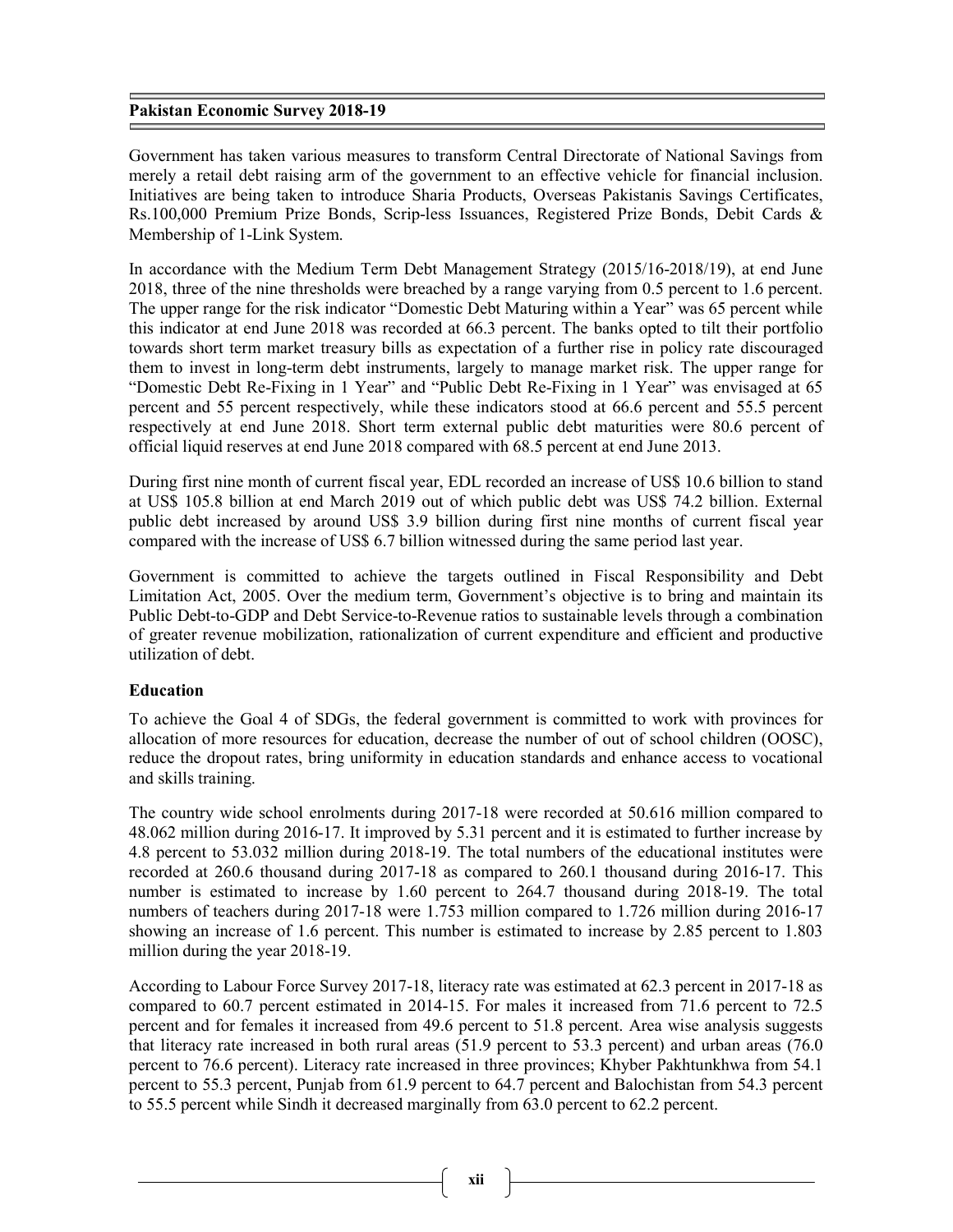Government has taken various measures to transform Central Directorate of National Savings from merely a retail debt raising arm of the government to an effective vehicle for financial inclusion. Initiatives are being taken to introduce Sharia Products, Overseas Pakistanis Savings Certificates, Rs.100,000 Premium Prize Bonds, Scrip-less Issuances, Registered Prize Bonds, Debit Cards & Membership of 1-Link System.

In accordance with the Medium Term Debt Management Strategy (2015/16-2018/19), at end June 2018, three of the nine thresholds were breached by a range varying from 0.5 percent to 1.6 percent. The upper range for the risk indicator "Domestic Debt Maturing within a Year" was 65 percent while this indicator at end June 2018 was recorded at 66.3 percent. The banks opted to tilt their portfolio towards short term market treasury bills as expectation of a further rise in policy rate discouraged them to invest in long-term debt instruments, largely to manage market risk. The upper range for "Domestic Debt Re-Fixing in 1 Year" and "Public Debt Re-Fixing in 1 Year" was envisaged at 65 percent and 55 percent respectively, while these indicators stood at 66.6 percent and 55.5 percent respectively at end June 2018. Short term external public debt maturities were 80.6 percent of official liquid reserves at end June 2018 compared with 68.5 percent at end June 2013.

During first nine month of current fiscal year, EDL recorded an increase of US$ 10.6 billion to stand at US$ 105.8 billion at end March 2019 out of which public debt was US$ 74.2 billion. External public debt increased by around US$ 3.9 billion during first nine months of current fiscal year compared with the increase of US$ 6.7 billion witnessed during the same period last year.

Government is committed to achieve the targets outlined in Fiscal Responsibility and Debt Limitation Act, 2005. Over the medium term, Government's objective is to bring and maintain its Public Debt-to-GDP and Debt Service-to-Revenue ratios to sustainable levels through a combination of greater revenue mobilization, rationalization of current expenditure and efficient and productive utilization of debt.

## Education

To achieve the Goal 4 of SDGs, the federal government is committed to work with provinces for allocation of more resources for education, decrease the number of out of school children (OOSC), reduce the dropout rates, bring uniformity in education standards and enhance access to vocational and skills training.

The country wide school enrolments during 2017-18 were recorded at 50.616 million compared to 48.062 million during 2016-17. It improved by 5.31 percent and it is estimated to further increase by 4.8 percent to 53.032 million during 2018-19. The total numbers of the educational institutes were recorded at 260.6 thousand during 2017-18 as compared to 260.1 thousand during 2016-17. This number is estimated to increase by 1.60 percent to 264.7 thousand during 2018-19. The total numbers of teachers during 2017-18 were 1.753 million compared to 1.726 million during 2016-17 showing an increase of 1.6 percent. This number is estimated to increase by 2.85 percent to 1.803 million during the year 2018-19.

According to Labour Force Survey 2017-18, literacy rate was estimated at 62.3 percent in 2017-18 as compared to 60.7 percent estimated in 2014-15. For males it increased from 71.6 percent to 72.5 percent and for females it increased from 49.6 percent to 51.8 percent. Area wise analysis suggests that literacy rate increased in both rural areas (51.9 percent to 53.3 percent) and urban areas (76.0 percent to 76.6 percent). Literacy rate increased in three provinces; Khyber Pakhtunkhwa from 54.1 percent to 55.3 percent, Punjab from 61.9 percent to 64.7 percent and Balochistan from 54.3 percent to 55.5 percent while Sindh it decreased marginally from 63.0 percent to 62.2 percent.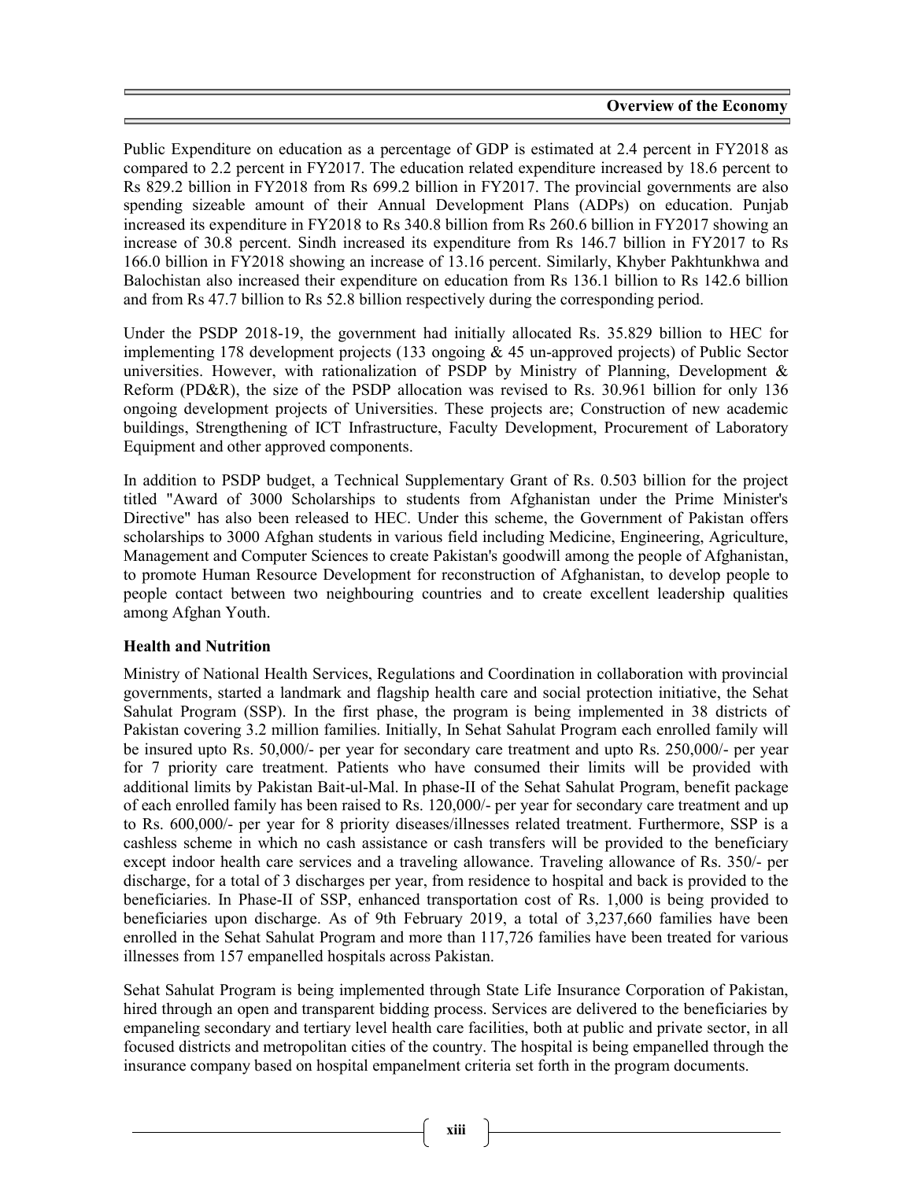Public Expenditure on education as a percentage of GDP is estimated at 2.4 percent in FY2018 as compared to 2.2 percent in FY2017. The education related expenditure increased by 18.6 percent to Rs 829.2 billion in FY2018 from Rs 699.2 billion in FY2017. The provincial governments are also spending sizeable amount of their Annual Development Plans (ADPs) on education. Punjab increased its expenditure in FY2018 to Rs 340.8 billion from Rs 260.6 billion in FY2017 showing an increase of 30.8 percent. Sindh increased its expenditure from Rs 146.7 billion in FY2017 to Rs 166.0 billion in FY2018 showing an increase of 13.16 percent. Similarly, Khyber Pakhtunkhwa and Balochistan also increased their expenditure on education from Rs 136.1 billion to Rs 142.6 billion and from Rs 47.7 billion to Rs 52.8 billion respectively during the corresponding period.

Under the PSDP 2018-19, the government had initially allocated Rs. 35.829 billion to HEC for implementing 178 development projects (133 ongoing & 45 un-approved projects) of Public Sector universities. However, with rationalization of PSDP by Ministry of Planning, Development & Reform (PD&R), the size of the PSDP allocation was revised to Rs. 30.961 billion for only 136 ongoing development projects of Universities. These projects are; Construction of new academic buildings, Strengthening of ICT Infrastructure, Faculty Development, Procurement of Laboratory Equipment and other approved components.

In addition to PSDP budget, a Technical Supplementary Grant of Rs. 0.503 billion for the project titled "Award of 3000 Scholarships to students from Afghanistan under the Prime Minister's Directive" has also been released to HEC. Under this scheme, the Government of Pakistan offers scholarships to 3000 Afghan students in various field including Medicine, Engineering, Agriculture, Management and Computer Sciences to create Pakistan's goodwill among the people of Afghanistan, to promote Human Resource Development for reconstruction of Afghanistan, to develop people to people contact between two neighbouring countries and to create excellent leadership qualities among Afghan Youth.

**Health and Nutrition**

Ministry of National Health Services, Regulations and Coordination in collaboration with provincial governments, started a landmark and flagship health care and social protection initiative, the Sehat Sahulat Program (SSP). In the first phase, the program is being implemented in 38 districts of Pakistan covering 3.2 million families. Initially, In Sehat Sahulat Program each enrolled family will be insured upto Rs. 50,000/- per year for secondary care treatment and upto Rs. 250,000/- per year for 7 priority care treatment. Patients who have consumed their limits will be provided with additional limits by Pakistan Bait-ul-Mal. In phase-II of the Sehat Sahulat Program, benefit package of each enrolled family has been raised to Rs. 120,000/- per year for secondary care treatment and up to Rs. 600,000/- per year for 8 priority diseases/illnesses related treatment. Furthermore, SSP is a cashless scheme in which no cash assistance or cash transfers will be provided to the beneficiary except indoor health care services and a traveling allowance. Traveling allowance of Rs. 350/- per discharge, for a total of 3 discharges per year, from residence to hospital and back is provided to the beneficiaries. In Phase-II of SSP, enhanced transportation cost of Rs. 1,000 is being provided to beneficiaries upon discharge. As of 9th February 2019, a total of 3,237,660 families have been enrolled in the Sehat Sahulat Program and more than 117,726 families have been treated for various illnesses from 157 empanelled hospitals across Pakistan.

Sehat Sahulat Program is being implemented through State Life Insurance Corporation of Pakistan, hired through an open and transparent bidding process. Services are delivered to the beneficiaries by empaneling secondary and tertiary level health care facilities, both at public and private sector, in all focused districts and metropolitan cities of the country. The hospital is being empanelled through the insurance company based on hospital empanelment criteria set forth in the program documents.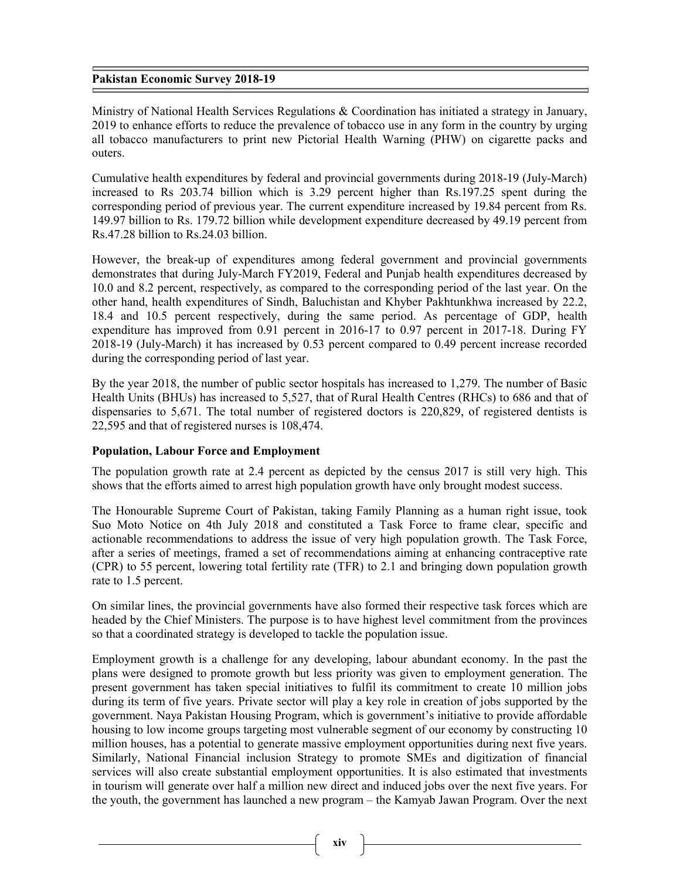Ministry of National Health Services Regulations & Coordination has initiated a strategy in January, 2019 to enhance efforts to reduce the prevalence of tobacco use in any form in the country by urging all tobacco manufacturers to print new Pictorial Health Warning (PHW) on cigarette packs and outers.

Cumulative health expenditures by federal and provincial governments during 2018-19 (July-March) increased to Rs 203.74 billion which is 3.29 percent higher than Rs.197.25 spent during the corresponding period of previous year. The current expenditure increased by 19.84 percent from Rs. 149.97 billion to Rs. 179.72 billion while development expenditure decreased by 49.19 percent from Rs.47.28 billion to Rs.24.03 billion.

However, the break-up of expenditures among federal government and provincial governments demonstrates that during July-March FY2019, Federal and Punjab health expenditures decreased by 10.0 and 8.2 percent, respectively, as compared to the corresponding period of the last year. On the other hand, health expenditures of Sindh, Baluchistan and Khyber Pakhtunkhwa increased by 22.2, 18.4 and 10.5 percent respectively, during the same period. As percentage of GDP, health expenditure has improved from 0.91 percent in 2016-17 to 0.97 percent in 2017-18. During FY 2018-19 (July-March) it has increased by 0.53 percent compared to 0.49 percent increase recorded during the corresponding period of last year.

By the year 2018, the number of public sector hospitals has increased to 1,279. The number of Basic Health Units (BHUs) has increased to 5,527, of Rural Health Centres (RHCs) to 686 and that of dispensaries to 5,671. The total number of registered doctors is 220,829, of registered dentists is 22,595 and that of registered nurses is 108,474.

### Population, Labour Force and Employment

The population growth rate at 2.4 percent as depicted by the census 2017 is still very high. This shows that the efforts aimed to arrest high population growth have only brought modest success.

The Honourable Supreme Court of Pakistan, taking Family Planning as a human right issue, took Suo Moto Notice on 4th July 2018 and constituted a Task Force to frame clear, specific and actionable recommendations to address the issue of very high population growth. The Task Force, after a series of meetings, framed a set of recommendations aiming at enhancing contraceptive rate (CPR) to 55 percent, lowering total fertility rate (TFR) to 2.1 and bringing down population growth rate to 1.5 percent.

On similar lines, the provincial governments have also formed their respective task forces which are headed by the Chief Ministers. The purpose is to have highest level commitment from the provinces so that a coordinated strategy is developed to tackle the population issue.

Employment growth is a challenge for any developing, labour abundant economy. In the past the plans were designed to promote growth but less priority was given to employment generation. The present government has taken special initiatives to fulfil its commitment to create 10 million jobs during its term of five years. Private sector will play a key role in creation of jobs supported by the government. Naya Pakistan Housing Program, which is government's initiative to provide affordable housing to low income groups targeting most vulnerable segment of our economy by constructing 10 million houses, has a potential to generate massive employment opportunities during next five years. Similarly, National Financial inclusion Strategy to promote SMEs and digitization of financial services will also create substantial employment opportunities. It is also estimated that investments in tourism will generate over half a million new direct and induced jobs over the next five years. For the youth, the government has launched a new program – the Kamyab Jawan Program. Over the next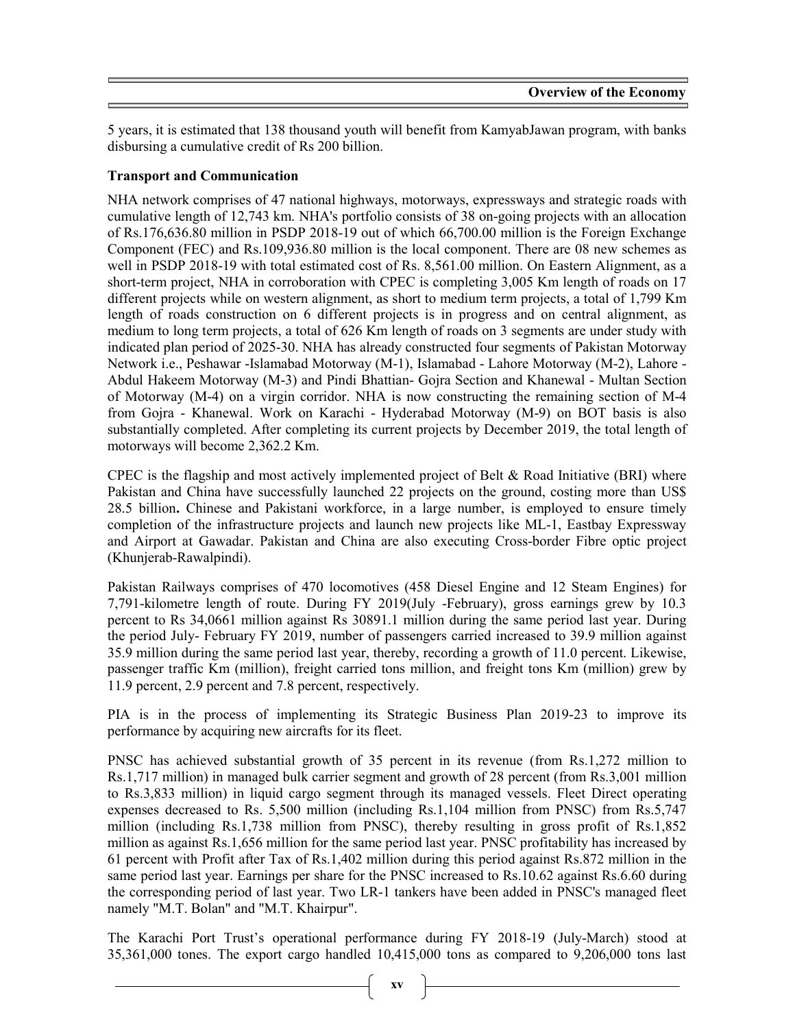5 years, it is estimated that 138 thousand youth will benefit from KamyabJawan program, with banks disbursing a cumulative credit of Rs 200 billion.

**Transport and Communication**

NHA network comprises of 47 national highways, motorways, expressways and strategic roads with cumulative length of 12,743 km. NHA's portfolio consists of 38 on-going projects with an allocation of Rs.176,636.80 million in PSDP 2018-19 out of which 66,700.00 million is the Foreign Exchange Component (FEC) and Rs.109,936.80 million is the local component. There are 08 new schemes as well in PSDP 2018-19 with total estimated cost of Rs. 8,561.00 million. On Eastern Alignment, as a short-term project, NHA in corroboration with CPEC is completing 3,005 Km length of roads on 17 different projects while on western alignment, as short to medium term projects, a total of 1,799 Km length of roads construction on 6 different projects is in progress and on central alignment, as medium to long term projects, a total of 626 Km length of roads on 3 segments are under study with indicated plan period of 2025-30. NHA has already constructed four segments of Pakistan Motorway Network i.e., Peshawar -Islamabad Motorway (M-1), Islamabad - Lahore Motorway (M-2), Lahore - Abdul Hakeem Motorway (M-3) and Pindi Bhattian- Gojra Section and Khanewal - Multan Section of Motorway (M-4) on a virgin corridor. NHA is now constructing the remaining section of M-4 from Gojra - Khanewal. Work on Karachi - Hyderabad Motorway (M-9) on BOT basis is also substantially completed. After completing its current projects by December 2019, the total length of motorways will become 2,362.2 Km.

CPEC is the flagship and most actively implemented project of Belt & Road Initiative (BRI) where Pakistan and China have successfully launched 22 projects on the ground, costing more than US$ 28.5 billion**.** Chinese and Pakistani workforce, in a large number, is employed to ensure timely completion of the infrastructure projects and launch new projects like ML-1, Eastbay Expressway and Airport at Gawadar. Pakistan and China are also executing Cross-border Fibre optic project (Khunjerab-Rawalpindi).

Pakistan Railways comprises of 470 locomotives (458 Diesel Engine and 12 Steam Engines) for 7,791-kilometre length of route. During FY 2019(July -February), gross earnings grew by 10.3 percent to Rs 34,0661 million against Rs 30891.1 million during the same period last year. During the period July- February FY 2019, number of passengers carried increased to 39.9 million against 35.9 million during the same period last year, thereby, recording a growth of 11.0 percent. Likewise, passenger traffic Km (million), freight carried tons million, and freight tons Km (million) grew by 11.9 percent, 2.9 percent and 7.8 percent, respectively.

PIA is in the process of implementing its Strategic Business Plan 2019-23 to improve its performance by acquiring new aircrafts for its fleet.

PNSC has achieved substantial growth of 35 percent in its revenue (from Rs.1,272 million to Rs.1,717 million) in managed bulk carrier segment and growth of 28 percent (from Rs.3,001 million to Rs.3,833 million) in liquid cargo segment through its managed vessels. Fleet Direct operating expenses decreased to Rs. 5,500 million (including Rs.1,104 million from PNSC) from Rs.5,747 million (including Rs.1,738 million from PNSC), thereby resulting in gross profit of Rs.1,852 million as against Rs.1,656 million for the same period last year. PNSC profitability has increased by 61 percent with Profit after Tax of Rs.1,402 million during this period against Rs.872 million in the same period last year. Earnings per share for the PNSC increased to Rs.10.62 against Rs.6.60 during the corresponding period of last year. Two LR-1 tankers have been added in PNSC's managed fleet namely "M.T. Bolan" and "M.T. Khairpur".

The Karachi Port Trust's operational performance during FY 2018-19 (July-March) stood at 35,361,000 tones. The export cargo handled 10,415,000 tons as compared to 9,206,000 tons last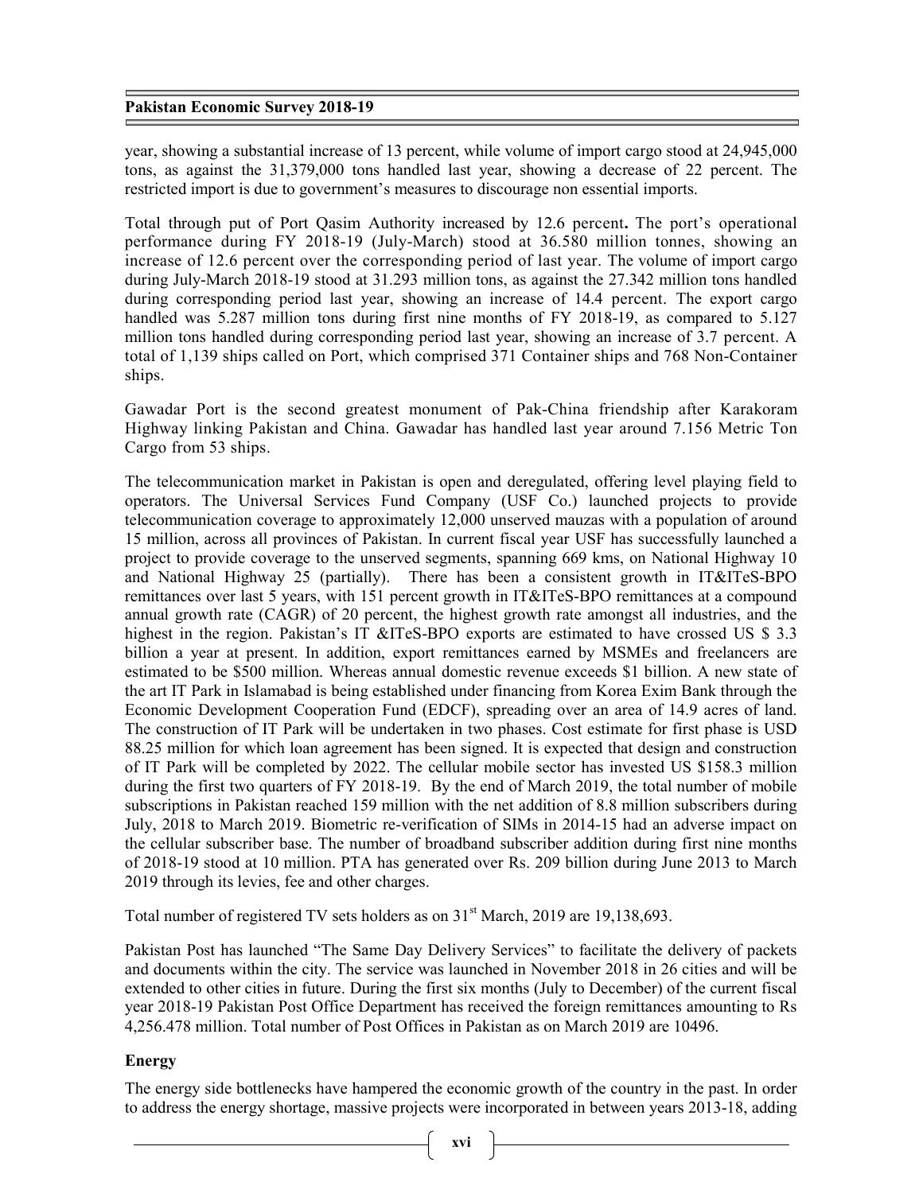year, showing a substantial increase of 13 percent, while volume of import cargo stood at 24,945,000 tons, as against the 31,379,000 tons handled last year, showing a decrease of 22 percent. The restricted import is due to government's measures to discourage non essential imports.

Total through put of Port Qasim Authority increased by 12.6 percent**.** The port's operational performance during FY 2018-19 (July-March) stood at 36.580 million tonnes, showing an increase of 12.6 percent over the corresponding period of last year. The volume of import cargo during July-March 2018-19 stood at 31.293 million tons, as against the 27.342 million tons handled during corresponding period last year, showing an increase of 14.4 percent. The export cargo handled was 5.287 million tons during first nine months of FY 2018-19, as compared to 5.127 million tons handled during corresponding period last year, showing an increase of 3.7 percent. A total of 1,139 ships called on Port, which comprised 371 Container ships and 768 Non-Container ships.

Gawadar Port is the second greatest monument of Pak-China friendship after Karakoram Highway linking Pakistan and China. Gawadar has handled last year around 7.156 Metric Ton Cargo from 53 ships.

The telecommunication market in Pakistan is open and deregulated, offering level playing field to operators. The Universal Services Fund Company (USF Co.) launched projects to provide telecommunication coverage to approximately 12,000 unserved mauzas with a population of around 15 million, across all provinces of Pakistan. In current fiscal year USF has successfully launched a project to provide coverage to the unserved segments, spanning 669 kms, on National Highway 10 and National Highway 25 (partially). There has been a consistent growth in IT&ITeS-BPO remittances over last 5 years, with 151 percent growth in IT&ITeS-BPO remittances at a compound annual growth rate (CAGR) of 20 percent, the highest growth rate amongst all industries, and the highest in the region. Pakistan's IT &ITeS-BPO exports are estimated to have crossed US $ 3.3 billion a year at present. In addition, export remittances earned by MSMEs and freelancers are estimated to be $500 million. Whereas annual domestic revenue exceeds $1 billion. A new state of the art IT Park in Islamabad is being established under financing from Korea Exim Bank through the Economic Development Cooperation Fund (EDCF), spreading over an area of 14.9 acres of land. The construction of IT Park will be undertaken in two phases. Cost estimate for first phase is USD 88.25 million for which loan agreement has been signed. It is expected that design and construction of IT Park will be completed by 2022. The cellular mobile sector has invested US $158.3 million during the first two quarters of FY 2018-19. By the end of March 2019, the total number of mobile subscriptions in Pakistan reached 159 million with the net addition of 8.8 million subscribers during July, 2018 to March 2019. Biometric re-verification of SIMs in 2014-15 had an adverse impact on the cellular subscriber base. The number of broadband subscriber addition during first nine months of 2018-19 stood at 10 million. PTA has generated over Rs. 209 billion during June 2013 to March 2019 through its levies, fee and other charges.

Total number of registered TV sets holders as on 31st March, 2019 are 19,138,693.

Pakistan Post has launched "The Same Day Delivery Services" to facilitate the delivery of packets and documents within the city. The service was launched in November 2018 in 26 cities and will be extended to other cities in future. During the first six months (July to December) of the current fiscal year 2018-19 Pakistan Post Office Department has received the foreign remittances amounting to Rs 4,256.478 million. Total number of Post Offices in Pakistan as on March 2019 are 10496.

**Energy**

The energy side bottlenecks have hampered the economic growth of the country in the past. In order to address the energy shortage, massive projects were incorporated in between years 2013-18, adding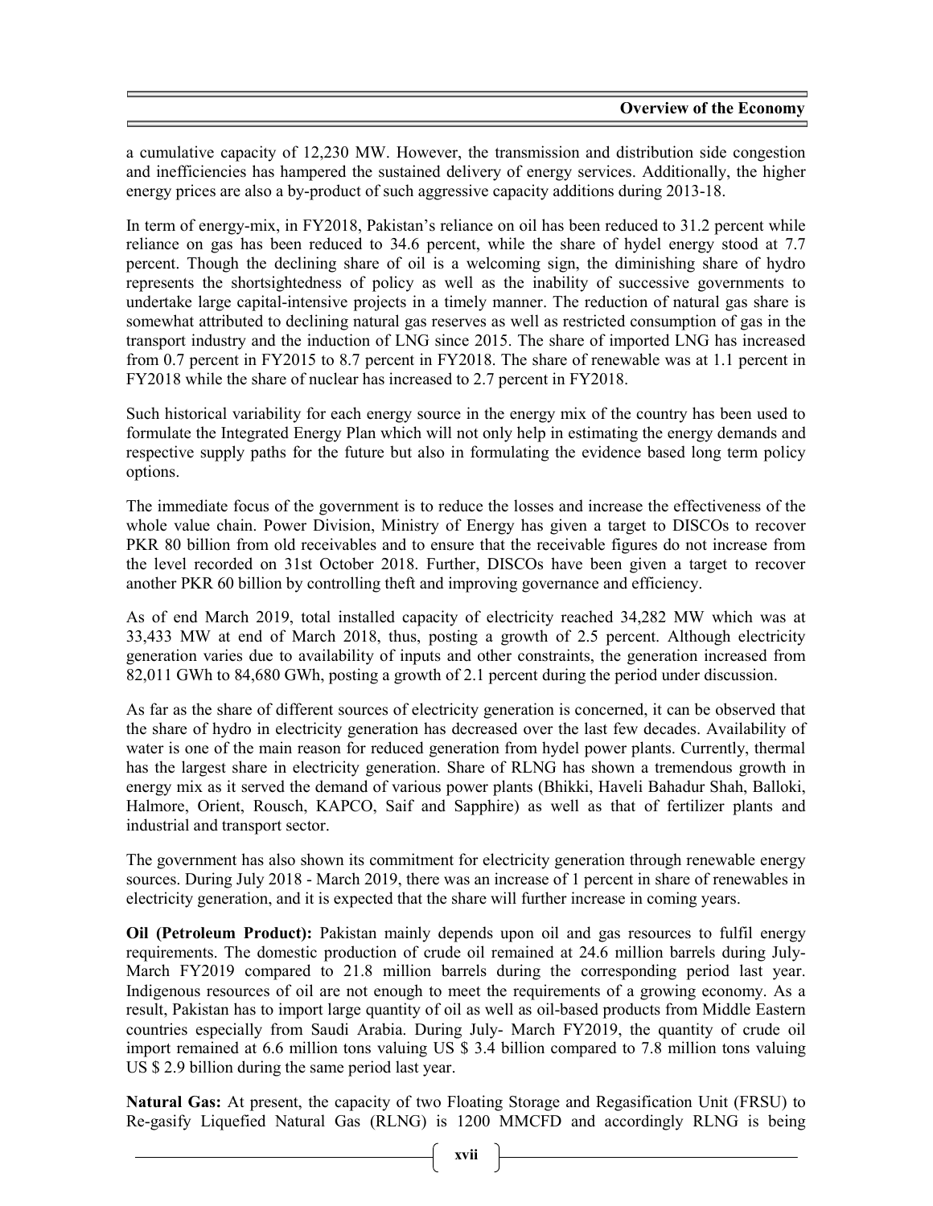a cumulative capacity of 12,230 MW. However, the transmission and distribution side congestion and inefficiencies has hampered the sustained delivery of energy services. Additionally, the higher energy prices are also a by-product of such aggressive capacity additions during 2013-18.

In term of energy-mix, in FY2018, Pakistan's reliance on oil has been reduced to 31.2 percent while reliance on gas has been reduced to 34.6 percent, while the share of hydel energy stood at 7.7 percent. Though the declining share of oil is a welcoming sign, the diminishing share of hydro represents the shortsightedness of policy as well as the inability of successive governments to undertake large capital-intensive projects in a timely manner. The reduction of natural gas share is somewhat attributed to declining natural gas reserves as well as restricted consumption of gas in the transport industry and the induction of LNG since 2015. The share of imported LNG has increased from 0.7 percent in FY2015 to 8.7 percent in FY2018. The share of renewable was at 1.1 percent in FY2018 while the share of nuclear has increased to 2.7 percent in FY2018.

Such historical variability for each energy source in the energy mix of the country has been used to formulate the Integrated Energy Plan which will not only help in estimating the energy demands and respective supply paths for the future but also in formulating the evidence based long term policy options.

The immediate focus of the government is to reduce the losses and increase the effectiveness of the whole value chain. Power Division, Ministry of Energy has given a target to DISCOs to recover PKR 80 billion from old receivables and to ensure that the receivable figures do not increase from the level recorded on 31st October 2018. Further, DISCOs have been given a target to recover another PKR 60 billion by controlling theft and improving governance and efficiency.

As of end March 2019, total installed capacity of electricity reached 34,282 MW which was at 33,433 MW at end of March 2018, thus, posting a growth of 2.5 percent. Although electricity generation varies due to availability of inputs and other constraints, the generation increased from 82,011 GWh to 84,680 GWh, posting a growth of 2.1 percent during the period under discussion.

As far as the share of different sources of electricity generation is concerned, it can be observed that the share of hydro in electricity generation has decreased over the last few decades. Availability of water is one of the main reason for reduced generation from hydel power plants. Currently, thermal has the largest share in electricity generation. Share of RLNG has shown a tremendous growth in energy mix as it served the demand of various power plants (Bhikki, Haveli Bahadur Shah, Balloki, Halmore, Orient, Rousch, KAPCO, Saif and Sapphire) as well as that of fertilizer plants and industrial and transport sector.

The government has also shown its commitment for electricity generation through renewable energy sources. During July 2018 - March 2019, there was an increase of 1 percent in share of renewables in electricity generation, and it is expected that the share will further increase in coming years.

**Oil (Petroleum Product):** Pakistan mainly depends upon oil and gas resources to fulfil energy requirements. The domestic production of crude oil remained at 24.6 million barrels during July-March FY2019 compared to 21.8 million barrels during the corresponding period last year. Indigenous resources of oil are not enough to meet the requirements of a growing economy. As a result, Pakistan has to import large quantity of oil as well as oil-based products from Middle Eastern countries especially from Saudi Arabia. During July- March FY2019, the quantity of crude oil import remained at 6.6 million tons valuing US $ 3.4 billion compared to 7.8 million tons valuing US $ 2.9 billion during the same period last year.

**Natural Gas:** At present, the capacity of two Floating Storage and Regasification Unit (FRSU) to Re-gasify Liquefied Natural Gas (RLNG) is 1200 MMCFD and accordingly RLNG is being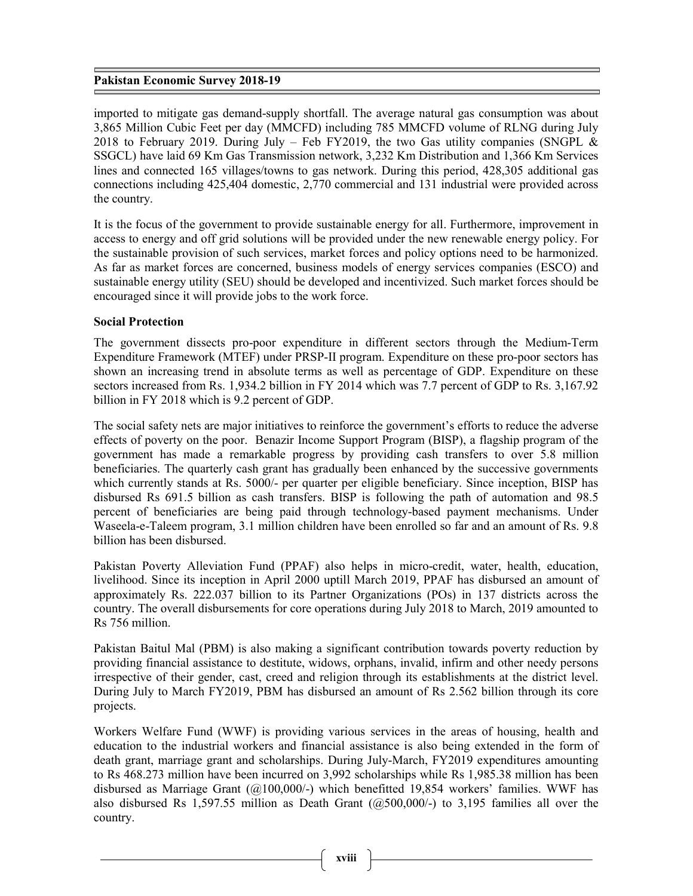imported to mitigate gas demand-supply shortfall. The average natural gas consumption was about 3,865 Million Cubic Feet per day (MMCFD) including 785 MMCFD volume of RLNG during July 2018 to February 2019. During July – Feb FY2019, the two Gas utility companies (SNGPL & SSGCL) have laid 69 Km Gas Transmission network, 3,232 Km Distribution and 1,366 Km Services lines and connected 165 villages/towns to gas network. During this period, 428,305 additional gas connections including 425,404 domestic, 2,770 commercial and 131 industrial were provided across the country.

It is the focus of the government to provide sustainable energy for all. Furthermore, improvement in access to energy and off grid solutions will be provided under the new renewable energy policy. For the sustainable provision of such services, market forces and policy options need to be harmonized. As far as market forces are concerned, business models of energy services companies (ESCO) and sustainable energy utility (SEU) should be developed and incentivized. Such market forces should be encouraged since it will provide jobs to the work force.

**Social Protection**

The government dissects pro-poor expenditure in different sectors through the Medium-Term Expenditure Framework (MTEF) under PRSP-II program. Expenditure on these pro-poor sectors has shown an increasing trend in absolute terms as well as percentage of GDP. Expenditure on these sectors increased from Rs. 1,934.2 billion in FY 2014 which was 7.7 percent of GDP to Rs. 3,167.92 billion in FY 2018 which is 9.2 percent of GDP.

The social safety nets are major initiatives to reinforce the government's efforts to reduce the adverse effects of poverty on the poor. Benazir Income Support Program (BISP), a flagship program of the government has made a remarkable progress by providing cash transfers to over 5.8 million beneficiaries. The quarterly cash grant has gradually been enhanced by the successive governments which currently stands at Rs. 5000/- per quarter per eligible beneficiary. Since inception, BISP has disbursed Rs 691.5 billion as cash transfers. BISP is following the path of automation and 98.5 percent of beneficiaries are being paid through technology-based payment mechanisms. Under Waseela-e-Taleem program, 3.1 million children have been enrolled so far and an amount of Rs. 9.8 billion has been disbursed.

Pakistan Poverty Alleviation Fund (PPAF) also helps in micro-credit, water, health, education, livelihood. Since its inception in April 2000 uptill March 2019, PPAF has disbursed an amount of approximately Rs. 222.037 billion to its Partner Organizations (POs) in 137 districts across the country. The overall disbursements for core operations during July 2018 to March, 2019 amounted to Rs 756 million.

Pakistan Baitul Mal (PBM) is also making a significant contribution towards poverty reduction by providing financial assistance to destitute, widows, orphans, invalid, infirm and other needy persons irrespective of their gender, cast, creed and religion through its establishments at the district level. During July to March FY2019, PBM has disbursed an amount of Rs 2.562 billion through its core projects.

Workers Welfare Fund (WWF) is providing various services in the areas of housing, health and education to the industrial workers and financial assistance is also being extended in the form of death grant, marriage grant and scholarships. During July-March, FY2019 expenditures amounting to Rs 468.273 million have been incurred on 3,992 scholarships while Rs 1,985.38 million has been disbursed as Marriage Grant (@100,000/-) which benefitted 19,854 workers' families. WWF has also disbursed Rs 1,597.55 million as Death Grant (@500,000/-) to 3,195 families all over the country.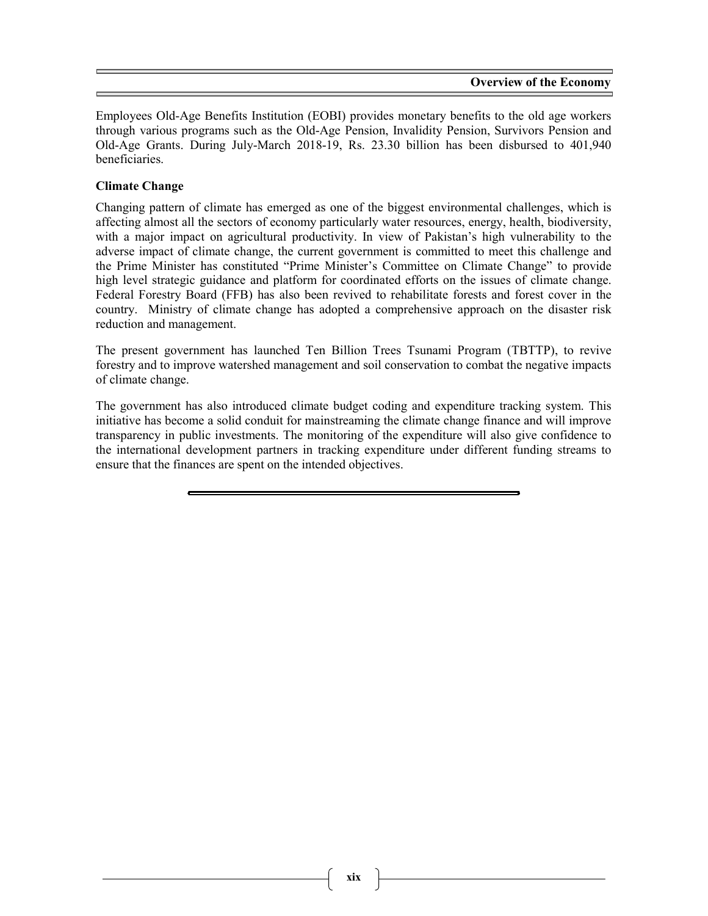Employees Old-Age Benefits Institution (EOBI) provides monetary benefits to the old age workers through various programs such as the Old-Age Pension, Invalidity Pension, Survivors Pension and Old-Age Grants. During July-March 2018-19, Rs. 23.30 billion has been disbursed to 401,940 beneficiaries.

**Climate Change**

Changing pattern of climate has emerged as one of the biggest environmental challenges, which is affecting almost all the sectors of economy particularly water resources, energy, health, biodiversity, with a major impact on agricultural productivity. In view of Pakistan's high vulnerability to the adverse impact of climate change, the current government is committed to meet this challenge and the Prime Minister has constituted "Prime Minister's Committee on Climate Change" to provide high level strategic guidance and platform for coordinated efforts on the issues of climate change. Federal Forestry Board (FFB) has also been revived to rehabilitate forests and forest cover in the country. Ministry of climate change has adopted a comprehensive approach on the disaster risk reduction and management.

The present government has launched Ten Billion Trees Tsunami Program (TBTTP), to revive forestry and to improve watershed management and soil conservation to combat the negative impacts of climate change.

The government has also introduced climate budget coding and expenditure tracking system. This initiative has become a solid conduit for mainstreaming the climate change finance and will improve transparency in public investments. The monitoring of the expenditure will also give confidence to the international development partners in tracking expenditure under different funding streams to ensure that the finances are spent on the intended objectives.